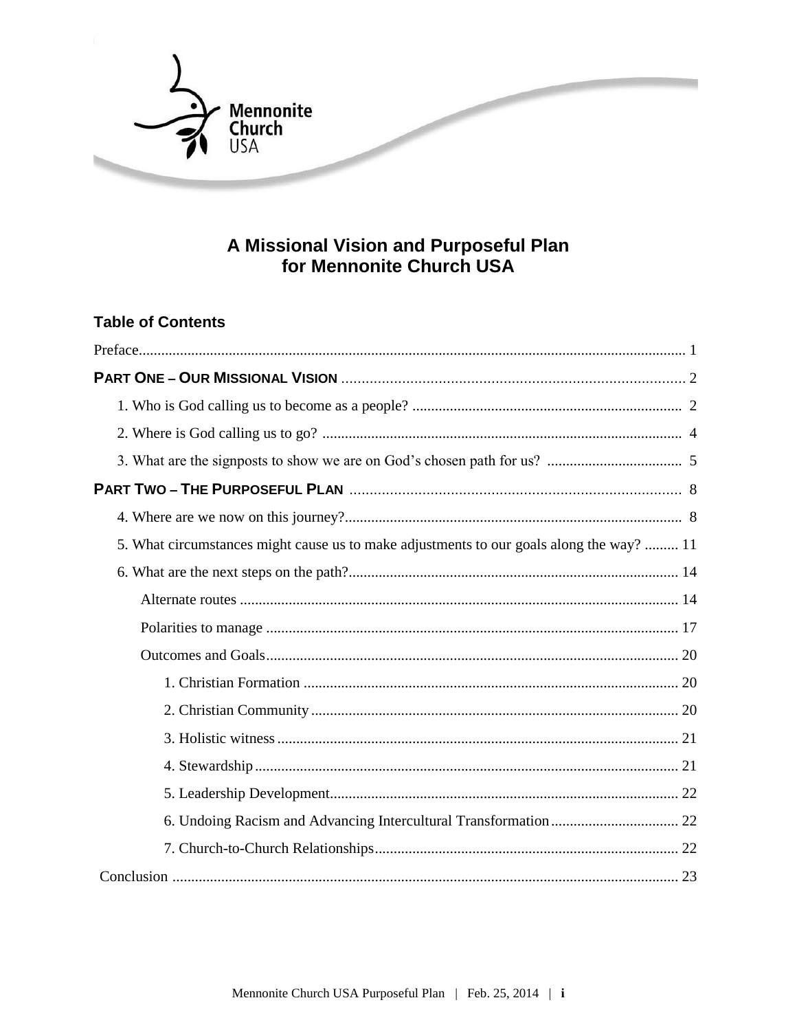# A Missional Vision and Purposeful Plan for Mennonite Church USA

## Table of Contents

Preface ............................................................ 1

**PART ONE – OUR MISSIONAL VISION** ............................................................ 2

- 1. Who is God calling us to become as a people? ............................................................ 2
- 2. Where is God calling us to go? ............................................................ 4
- 3. What are the signposts to show we are on God's chosen path for us? ............................................................ 5

**PART TWO – THE PURPOSEFUL PLAN** ............................................................ 8

- 4. Where are we now on this journey? ............................................................ 8
- 5. What circumstances might cause us to make adjustments to our goals along the way? ............................................................ 11
- 6. What are the next steps on the path? ............................................................ 14
  - Alternate routes ............................................................ 14
  - Polarities to manage ............................................................ 17
  - Outcomes and Goals ............................................................ 20
    - 1. Christian Formation ............................................................ 20
    - 2. Christian Community ............................................................ 20
    - 3. Holistic witness ............................................................ 21
    - 4. Stewardship ............................................................ 21
    - 5. Leadership Development ............................................................ 22
    - 6. Undoing Racism and Advancing Intercultural Transformation ............................................................ 22
    - 7. Church-to-Church Relationships ............................................................ 22

Conclusion ............................................................ 23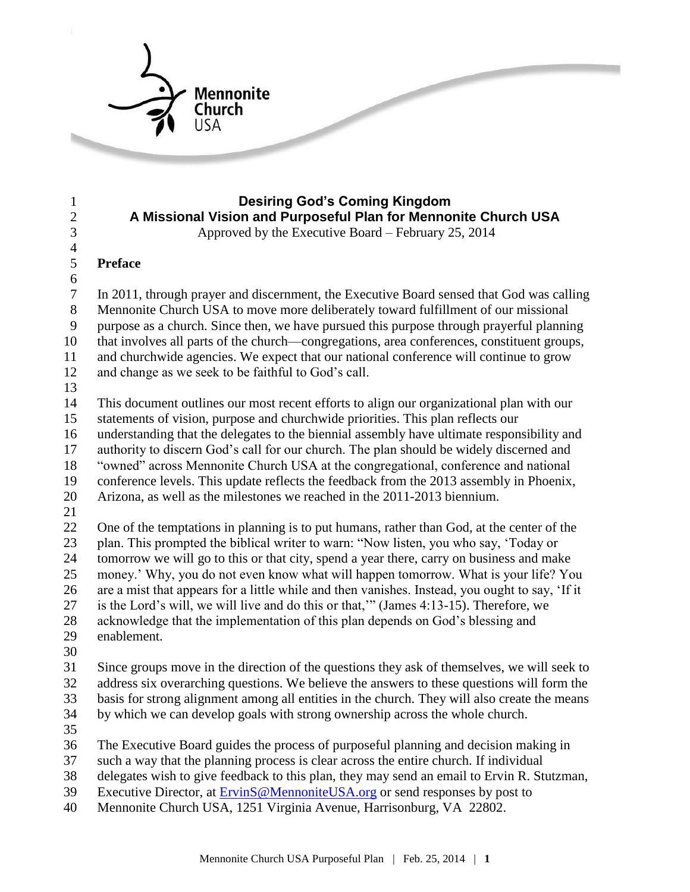# Desiring God's Coming Kingdom

## A Missional Vision and Purposeful Plan for Mennonite Church USA

Approved by the Executive Board – February 25, 2014

**Preface**

In 2011, through prayer and discernment, the Executive Board sensed that God was calling Mennonite Church USA to move more deliberately toward fulfillment of our missional purpose as a church. Since then, we have pursued this purpose through prayerful planning that involves all parts of the church—congregations, area conferences, constituent groups, and churchwide agencies. We expect that our national conference will continue to grow and change as we seek to be faithful to God's call.

This document outlines our most recent efforts to align our organizational plan with our statements of vision, purpose and churchwide priorities. This plan reflects our understanding that the delegates to the biennial assembly have ultimate responsibility and authority to discern God's call for our church. The plan should be widely discerned and "owned" across Mennonite Church USA at the congregational, conference and national conference levels. This update reflects the feedback from the 2013 assembly in Phoenix, Arizona, as well as the milestones we reached in the 2011-2013 biennium.

One of the temptations in planning is to put humans, rather than God, at the center of the plan. This prompted the biblical writer to warn: "Now listen, you who say, 'Today or tomorrow we will go to this or that city, spend a year there, carry on business and make money.' Why, you do not even know what will happen tomorrow. What is your life? You are a mist that appears for a little while and then vanishes. Instead, you ought to say, 'If it is the Lord's will, we will live and do this or that,'" (James 4:13-15). Therefore, we acknowledge that the implementation of this plan depends on God's blessing and enablement.

Since groups move in the direction of the questions they ask of themselves, we will seek to address six overarching questions. We believe the answers to these questions will form the basis for strong alignment among all entities in the church. They will also create the means by which we can develop goals with strong ownership across the whole church.

The Executive Board guides the process of purposeful planning and decision making in such a way that the planning process is clear across the entire church. If individual delegates wish to give feedback to this plan, they may send an email to Ervin R. Stutzman, Executive Director, at ErvinS@MennoniteUSA.org or send responses by post to Mennonite Church USA, 1251 Virginia Avenue, Harrisonburg, VA 22802.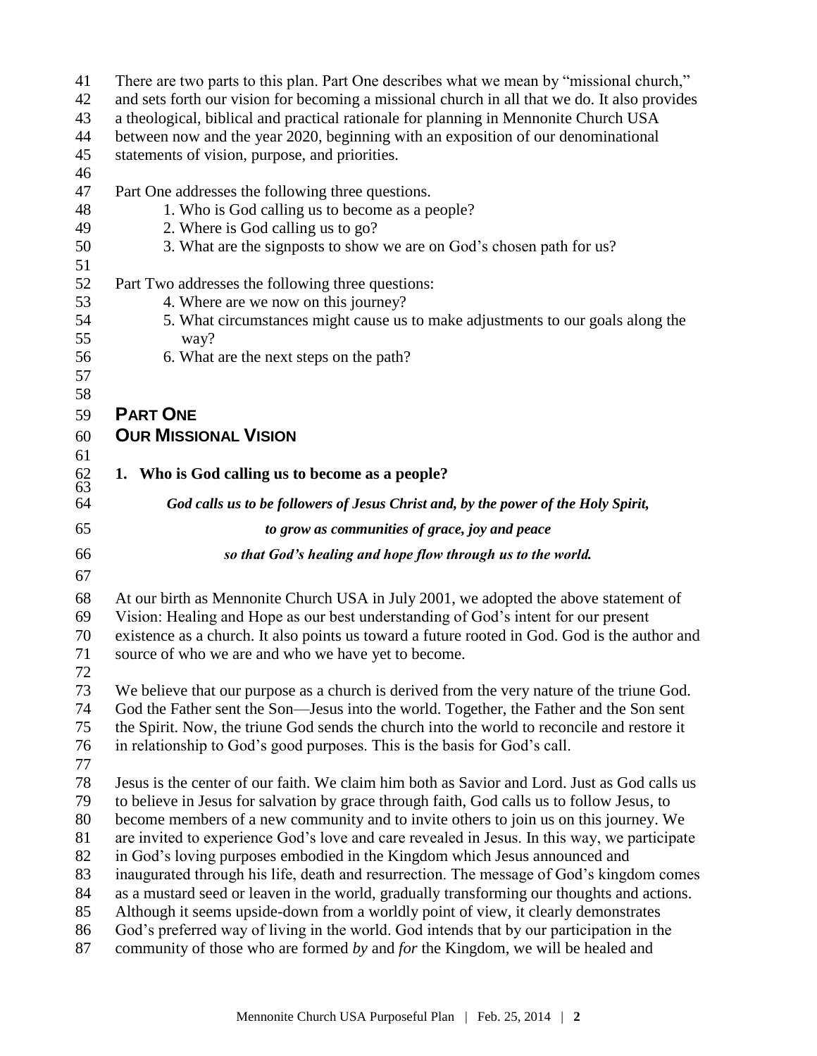There are two parts to this plan. Part One describes what we mean by "missional church," and sets forth our vision for becoming a missional church in all that we do. It also provides a theological, biblical and practical rationale for planning in Mennonite Church USA between now and the year 2020, beginning with an exposition of our denominational statements of vision, purpose, and priorities.

Part One addresses the following three questions.

1. Who is God calling us to become as a people?
2. Where is God calling us to go?
3. What are the signposts to show we are on God's chosen path for us?

Part Two addresses the following three questions:

4. Where are we now on this journey?
5. What circumstances might cause us to make adjustments to our goals along the way?
6. What are the next steps on the path?

## PART ONE
## OUR MISSIONAL VISION

### 1. Who is God calling us to become as a people?

***God calls us to be followers of Jesus Christ and, by the power of the Holy Spirit,***

***to grow as communities of grace, joy and peace***

***so that God's healing and hope flow through us to the world.***

At our birth as Mennonite Church USA in July 2001, we adopted the above statement of Vision: Healing and Hope as our best understanding of God's intent for our present existence as a church. It also points us toward a future rooted in God. God is the author and source of who we are and who we have yet to become.

We believe that our purpose as a church is derived from the very nature of the triune God. God the Father sent the Son—Jesus into the world. Together, the Father and the Son sent the Spirit. Now, the triune God sends the church into the world to reconcile and restore it in relationship to God's good purposes. This is the basis for God's call.

Jesus is the center of our faith. We claim him both as Savior and Lord. Just as God calls us to believe in Jesus for salvation by grace through faith, God calls us to follow Jesus, to become members of a new community and to invite others to join us on this journey. We are invited to experience God's love and care revealed in Jesus. In this way, we participate in God's loving purposes embodied in the Kingdom which Jesus announced and inaugurated through his life, death and resurrection. The message of God's kingdom comes as a mustard seed or leaven in the world, gradually transforming our thoughts and actions. Although it seems upside-down from a worldly point of view, it clearly demonstrates God's preferred way of living in the world. God intends that by our participation in the community of those who are formed *by* and *for* the Kingdom, we will be healed and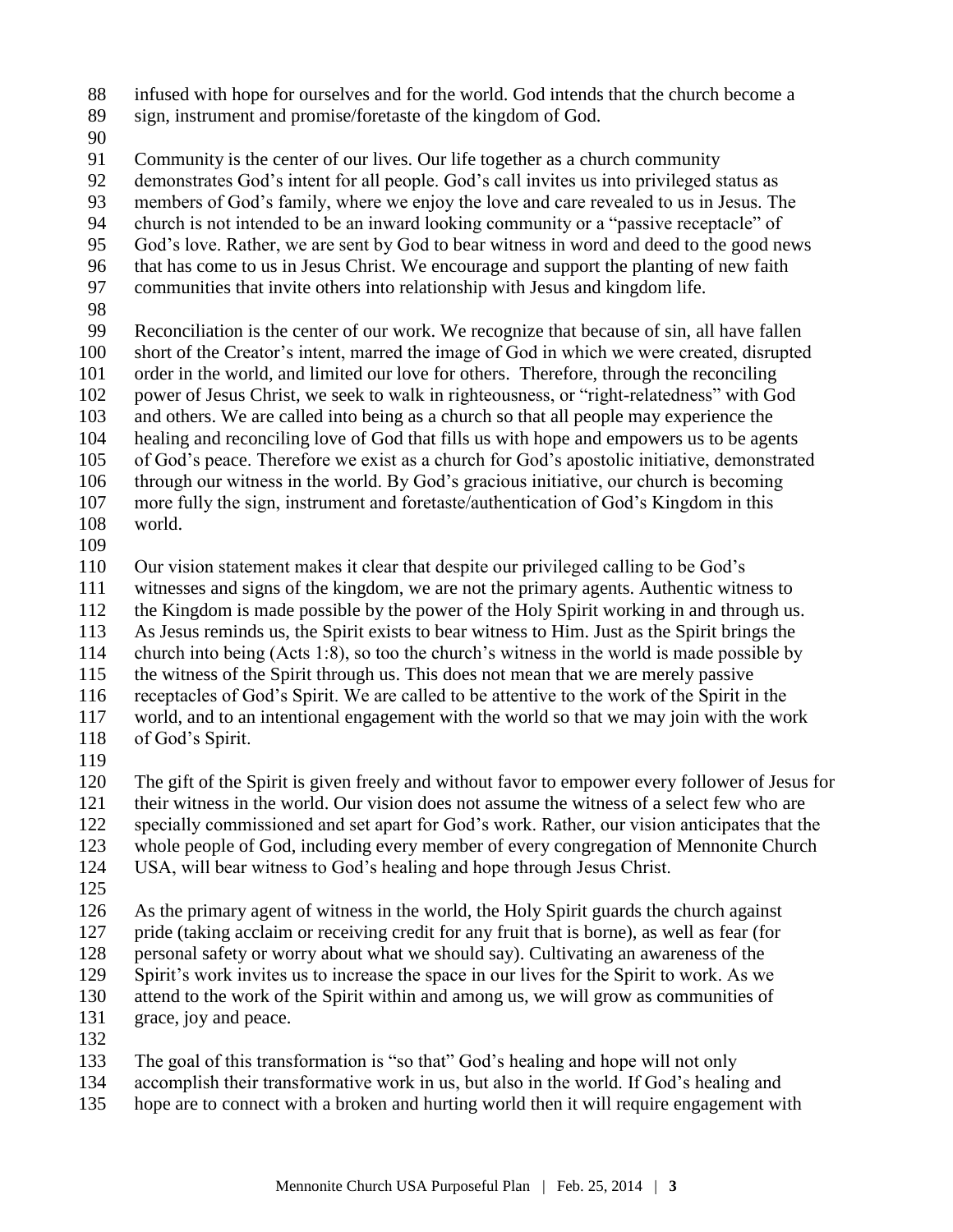infused with hope for ourselves and for the world. God intends that the church become a sign, instrument and promise/foretaste of the kingdom of God.

Community is the center of our lives. Our life together as a church community demonstrates God's intent for all people. God's call invites us into privileged status as members of God's family, where we enjoy the love and care revealed to us in Jesus. The church is not intended to be an inward looking community or a "passive receptacle" of God's love. Rather, we are sent by God to bear witness in word and deed to the good news that has come to us in Jesus Christ. We encourage and support the planting of new faith communities that invite others into relationship with Jesus and kingdom life.

Reconciliation is the center of our work. We recognize that because of sin, all have fallen short of the Creator's intent, marred the image of God in which we were created, disrupted order in the world, and limited our love for others. Therefore, through the reconciling power of Jesus Christ, we seek to walk in righteousness, or "right-relatedness" with God and others. We are called into being as a church so that all people may experience the healing and reconciling love of God that fills us with hope and empowers us to be agents of God's peace. Therefore we exist as a church for God's apostolic initiative, demonstrated through our witness in the world. By God's gracious initiative, our church is becoming more fully the sign, instrument and foretaste/authentication of God's Kingdom in this world.

Our vision statement makes it clear that despite our privileged calling to be God's witnesses and signs of the kingdom, we are not the primary agents. Authentic witness to the Kingdom is made possible by the power of the Holy Spirit working in and through us. As Jesus reminds us, the Spirit exists to bear witness to Him. Just as the Spirit brings the church into being (Acts 1:8), so too the church's witness in the world is made possible by the witness of the Spirit through us. This does not mean that we are merely passive receptacles of God's Spirit. We are called to be attentive to the work of the Spirit in the world, and to an intentional engagement with the world so that we may join with the work of God's Spirit.

The gift of the Spirit is given freely and without favor to empower every follower of Jesus for their witness in the world. Our vision does not assume the witness of a select few who are specially commissioned and set apart for God's work. Rather, our vision anticipates that the whole people of God, including every member of every congregation of Mennonite Church USA, will bear witness to God's healing and hope through Jesus Christ.

As the primary agent of witness in the world, the Holy Spirit guards the church against pride (taking acclaim or receiving credit for any fruit that is borne), as well as fear (for personal safety or worry about what we should say). Cultivating an awareness of the Spirit's work invites us to increase the space in our lives for the Spirit to work. As we attend to the work of the Spirit within and among us, we will grow as communities of grace, joy and peace.

The goal of this transformation is "so that" God's healing and hope will not only accomplish their transformative work in us, but also in the world. If God's healing and hope are to connect with a broken and hurting world then it will require engagement with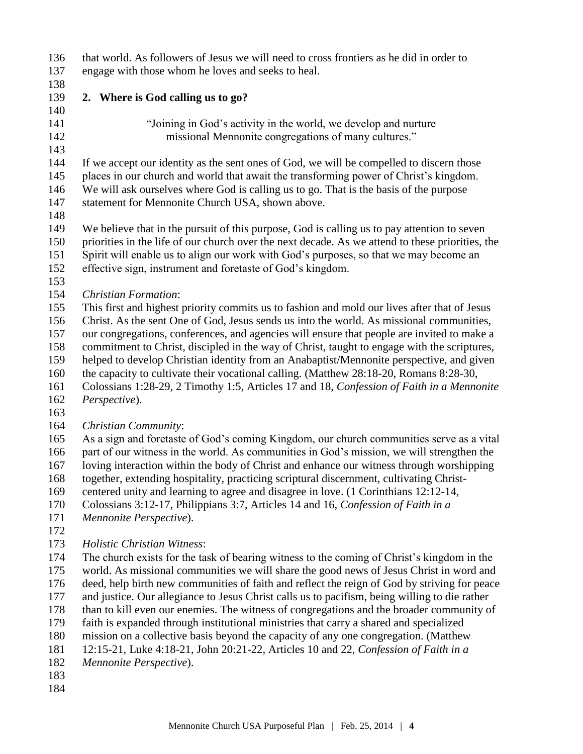that world. As followers of Jesus we will need to cross frontiers as he did in order to engage with those whom he loves and seeks to heal.

## 2. Where is God calling us to go?

"Joining in God's activity in the world, we develop and nurture missional Mennonite congregations of many cultures."

If we accept our identity as the sent ones of God, we will be compelled to discern those places in our church and world that await the transforming power of Christ's kingdom. We will ask ourselves where God is calling us to go. That is the basis of the purpose statement for Mennonite Church USA, shown above.

We believe that in the pursuit of this purpose, God is calling us to pay attention to seven priorities in the life of our church over the next decade. As we attend to these priorities, the Spirit will enable us to align our work with God's purposes, so that we may become an effective sign, instrument and foretaste of God's kingdom.

*Christian Formation*:
This first and highest priority commits us to fashion and mold our lives after that of Jesus Christ. As the sent One of God, Jesus sends us into the world. As missional communities, our congregations, conferences, and agencies will ensure that people are invited to make a commitment to Christ, discipled in the way of Christ, taught to engage with the scriptures, helped to develop Christian identity from an Anabaptist/Mennonite perspective, and given the capacity to cultivate their vocational calling. (Matthew 28:18-20, Romans 8:28-30, Colossians 1:28-29, 2 Timothy 1:5, Articles 17 and 18, *Confession of Faith in a Mennonite Perspective*).

*Christian Community*:
As a sign and foretaste of God's coming Kingdom, our church communities serve as a vital part of our witness in the world. As communities in God's mission, we will strengthen the loving interaction within the body of Christ and enhance our witness through worshipping together, extending hospitality, practicing scriptural discernment, cultivating Christ-centered unity and learning to agree and disagree in love. (1 Corinthians 12:12-14, Colossians 3:12-17, Philippians 3:7, Articles 14 and 16, *Confession of Faith in a Mennonite Perspective*).

*Holistic Christian Witness*:
The church exists for the task of bearing witness to the coming of Christ's kingdom in the world. As missional communities we will share the good news of Jesus Christ in word and deed, help birth new communities of faith and reflect the reign of God by striving for peace and justice. Our allegiance to Jesus Christ calls us to pacifism, being willing to die rather than to kill even our enemies. The witness of congregations and the broader community of faith is expanded through institutional ministries that carry a shared and specialized mission on a collective basis beyond the capacity of any one congregation. (Matthew 12:15-21, Luke 4:18-21, John 20:21-22, Articles 10 and 22, *Confession of Faith in a Mennonite Perspective*).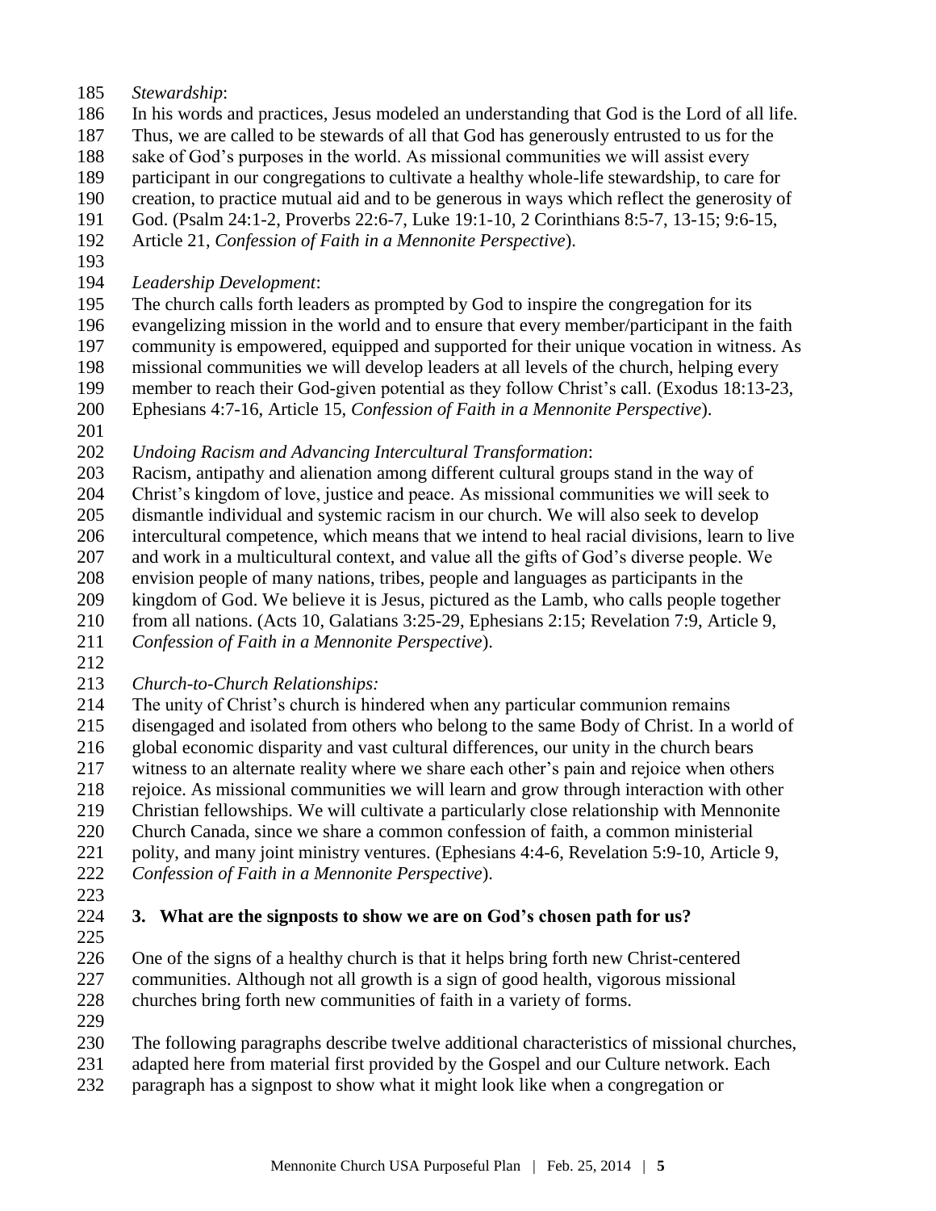*Stewardship*:
In his words and practices, Jesus modeled an understanding that God is the Lord of all life. Thus, we are called to be stewards of all that God has generously entrusted to us for the sake of God's purposes in the world. As missional communities we will assist every participant in our congregations to cultivate a healthy whole-life stewardship, to care for creation, to practice mutual aid and to be generous in ways which reflect the generosity of God. (Psalm 24:1-2, Proverbs 22:6-7, Luke 19:1-10, 2 Corinthians 8:5-7, 13-15; 9:6-15, Article 21, *Confession of Faith in a Mennonite Perspective*).

*Leadership Development*:
The church calls forth leaders as prompted by God to inspire the congregation for its evangelizing mission in the world and to ensure that every member/participant in the faith community is empowered, equipped and supported for their unique vocation in witness. As missional communities we will develop leaders at all levels of the church, helping every member to reach their God-given potential as they follow Christ's call. (Exodus 18:13-23, Ephesians 4:7-16, Article 15, *Confession of Faith in a Mennonite Perspective*).

*Undoing Racism and Advancing Intercultural Transformation*:
Racism, antipathy and alienation among different cultural groups stand in the way of Christ's kingdom of love, justice and peace. As missional communities we will seek to dismantle individual and systemic racism in our church. We will also seek to develop intercultural competence, which means that we intend to heal racial divisions, learn to live and work in a multicultural context, and value all the gifts of God's diverse people. We envision people of many nations, tribes, people and languages as participants in the kingdom of God. We believe it is Jesus, pictured as the Lamb, who calls people together from all nations. (Acts 10, Galatians 3:25-29, Ephesians 2:15; Revelation 7:9, Article 9, *Confession of Faith in a Mennonite Perspective*).

*Church-to-Church Relationships:*
The unity of Christ's church is hindered when any particular communion remains disengaged and isolated from others who belong to the same Body of Christ. In a world of global economic disparity and vast cultural differences, our unity in the church bears witness to an alternate reality where we share each other's pain and rejoice when others rejoice. As missional communities we will learn and grow through interaction with other Christian fellowships. We will cultivate a particularly close relationship with Mennonite Church Canada, since we share a common confession of faith, a common ministerial polity, and many joint ministry ventures. (Ephesians 4:4-6, Revelation 5:9-10, Article 9, *Confession of Faith in a Mennonite Perspective*).

## 3. What are the signposts to show we are on God's chosen path for us?

One of the signs of a healthy church is that it helps bring forth new Christ-centered communities. Although not all growth is a sign of good health, vigorous missional churches bring forth new communities of faith in a variety of forms.

The following paragraphs describe twelve additional characteristics of missional churches, adapted here from material first provided by the Gospel and our Culture network. Each paragraph has a signpost to show what it might look like when a congregation or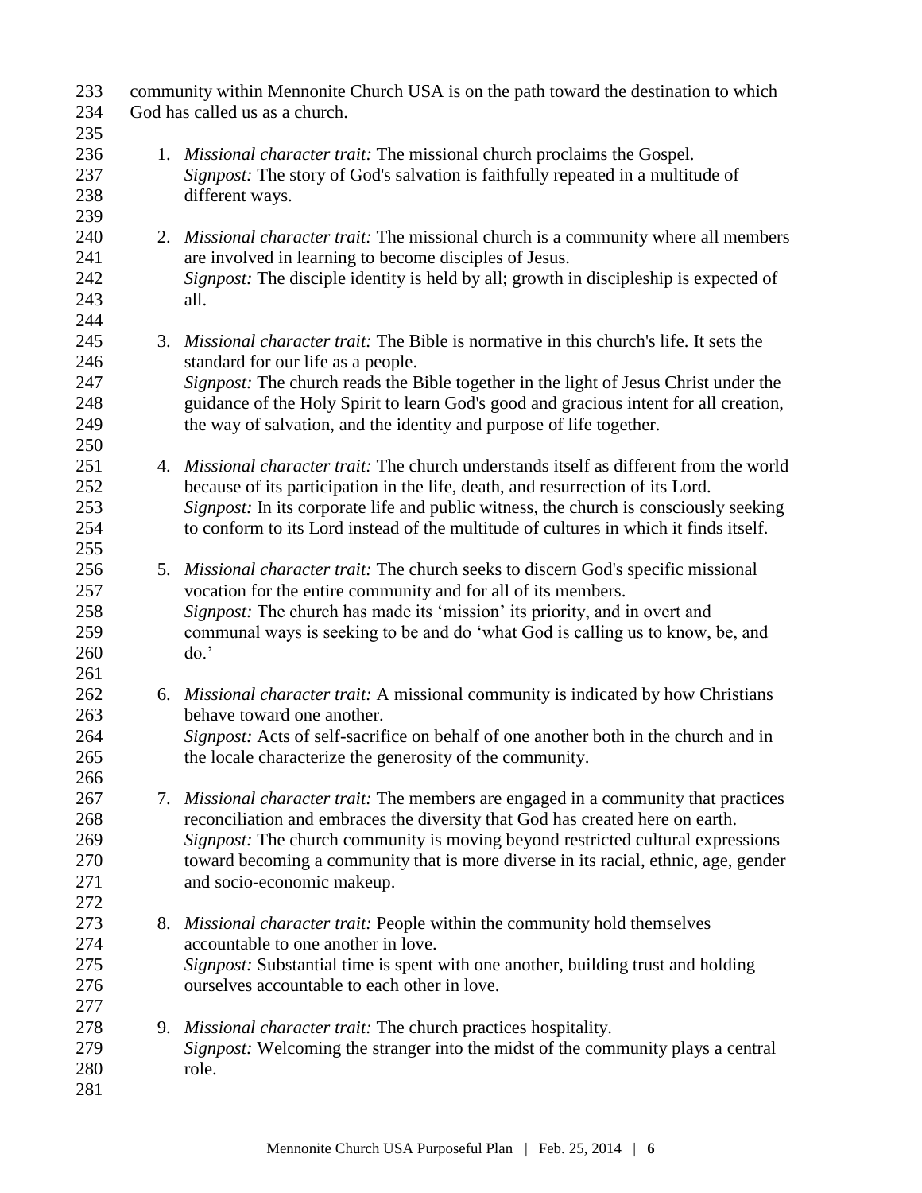community within Mennonite Church USA is on the path toward the destination to which God has called us as a church.

1. *Missional character trait:* The missional church proclaims the Gospel.
   *Signpost:* The story of God's salvation is faithfully repeated in a multitude of different ways.

2. *Missional character trait:* The missional church is a community where all members are involved in learning to become disciples of Jesus.
   *Signpost:* The disciple identity is held by all; growth in discipleship is expected of all.

3. *Missional character trait:* The Bible is normative in this church's life. It sets the standard for our life as a people.
   *Signpost:* The church reads the Bible together in the light of Jesus Christ under the guidance of the Holy Spirit to learn God's good and gracious intent for all creation, the way of salvation, and the identity and purpose of life together.

4. *Missional character trait:* The church understands itself as different from the world because of its participation in the life, death, and resurrection of its Lord.
   *Signpost:* In its corporate life and public witness, the church is consciously seeking to conform to its Lord instead of the multitude of cultures in which it finds itself.

5. *Missional character trait:* The church seeks to discern God's specific missional vocation for the entire community and for all of its members.
   *Signpost:* The church has made its 'mission' its priority, and in overt and communal ways is seeking to be and do 'what God is calling us to know, be, and do.'

6. *Missional character trait:* A missional community is indicated by how Christians behave toward one another.
   *Signpost:* Acts of self-sacrifice on behalf of one another both in the church and in the locale characterize the generosity of the community.

7. *Missional character trait:* The members are engaged in a community that practices reconciliation and embraces the diversity that God has created here on earth.
   *Signpost:* The church community is moving beyond restricted cultural expressions toward becoming a community that is more diverse in its racial, ethnic, age, gender and socio-economic makeup.

8. *Missional character trait:* People within the community hold themselves accountable to one another in love.
   *Signpost:* Substantial time is spent with one another, building trust and holding ourselves accountable to each other in love.

9. *Missional character trait:* The church practices hospitality.
   *Signpost:* Welcoming the stranger into the midst of the community plays a central role.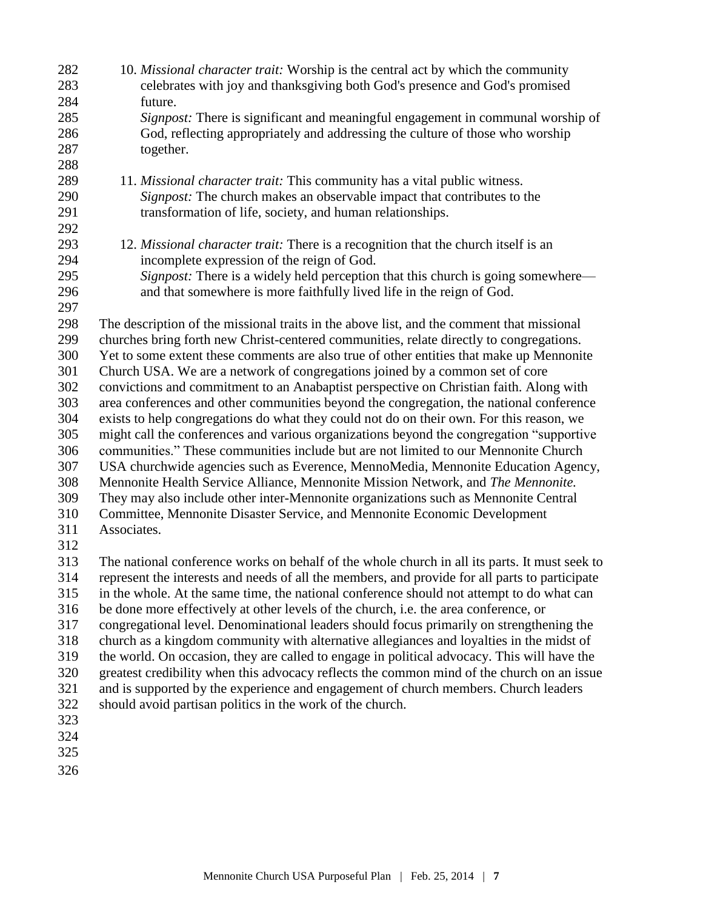10. *Missional character trait:* Worship is the central act by which the community celebrates with joy and thanksgiving both God's presence and God's promised future.
    *Signpost:* There is significant and meaningful engagement in communal worship of God, reflecting appropriately and addressing the culture of those who worship together.

11. *Missional character trait:* This community has a vital public witness.
    *Signpost:* The church makes an observable impact that contributes to the transformation of life, society, and human relationships.

12. *Missional character trait:* There is a recognition that the church itself is an incomplete expression of the reign of God.
    *Signpost:* There is a widely held perception that this church is going somewhere—and that somewhere is more faithfully lived life in the reign of God.

The description of the missional traits in the above list, and the comment that missional churches bring forth new Christ-centered communities, relate directly to congregations. Yet to some extent these comments are also true of other entities that make up Mennonite Church USA. We are a network of congregations joined by a common set of core convictions and commitment to an Anabaptist perspective on Christian faith. Along with area conferences and other communities beyond the congregation, the national conference exists to help congregations do what they could not do on their own. For this reason, we might call the conferences and various organizations beyond the congregation "supportive communities." These communities include but are not limited to our Mennonite Church USA churchwide agencies such as Everence, MennoMedia, Mennonite Education Agency, Mennonite Health Service Alliance, Mennonite Mission Network, and *The Mennonite.* They may also include other inter-Mennonite organizations such as Mennonite Central Committee, Mennonite Disaster Service, and Mennonite Economic Development Associates.

The national conference works on behalf of the whole church in all its parts. It must seek to represent the interests and needs of all the members, and provide for all parts to participate in the whole. At the same time, the national conference should not attempt to do what can be done more effectively at other levels of the church, i.e. the area conference, or congregational level. Denominational leaders should focus primarily on strengthening the church as a kingdom community with alternative allegiances and loyalties in the midst of the world. On occasion, they are called to engage in political advocacy. This will have the greatest credibility when this advocacy reflects the common mind of the church on an issue and is supported by the experience and engagement of church members. Church leaders should avoid partisan politics in the work of the church.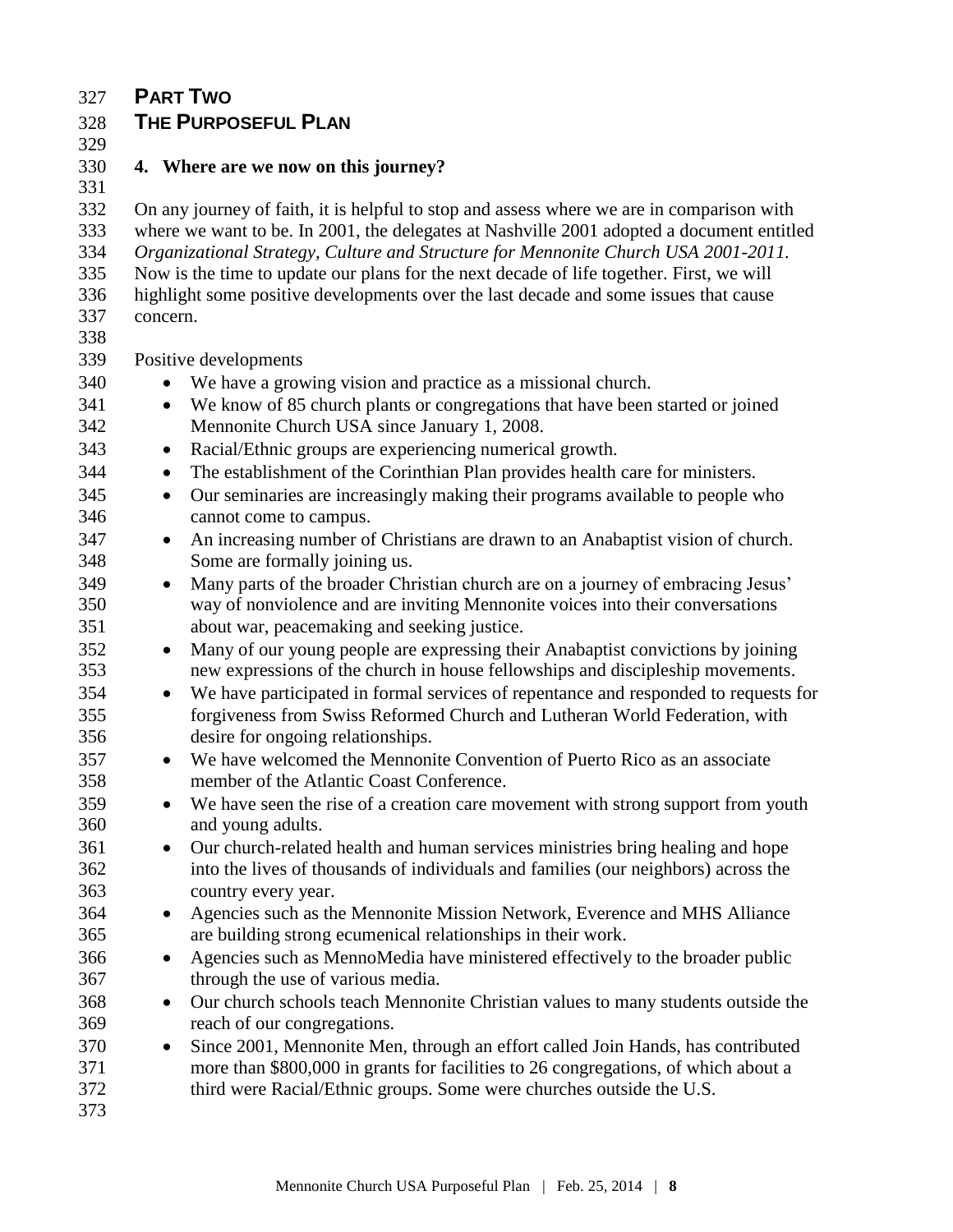# PART TWO

# THE PURPOSEFUL PLAN

## 4. Where are we now on this journey?

On any journey of faith, it is helpful to stop and assess where we are in comparison with where we want to be. In 2001, the delegates at Nashville 2001 adopted a document entitled *Organizational Strategy, Culture and Structure for Mennonite Church USA 2001-2011.* Now is the time to update our plans for the next decade of life together. First, we will highlight some positive developments over the last decade and some issues that cause concern.

Positive developments

- We have a growing vision and practice as a missional church.
- We know of 85 church plants or congregations that have been started or joined Mennonite Church USA since January 1, 2008.
- Racial/Ethnic groups are experiencing numerical growth.
- The establishment of the Corinthian Plan provides health care for ministers.
- Our seminaries are increasingly making their programs available to people who cannot come to campus.
- An increasing number of Christians are drawn to an Anabaptist vision of church. Some are formally joining us.
- Many parts of the broader Christian church are on a journey of embracing Jesus' way of nonviolence and are inviting Mennonite voices into their conversations about war, peacemaking and seeking justice.
- Many of our young people are expressing their Anabaptist convictions by joining new expressions of the church in house fellowships and discipleship movements.
- We have participated in formal services of repentance and responded to requests for forgiveness from Swiss Reformed Church and Lutheran World Federation, with desire for ongoing relationships.
- We have welcomed the Mennonite Convention of Puerto Rico as an associate member of the Atlantic Coast Conference.
- We have seen the rise of a creation care movement with strong support from youth and young adults.
- Our church-related health and human services ministries bring healing and hope into the lives of thousands of individuals and families (our neighbors) across the country every year.
- Agencies such as the Mennonite Mission Network, Everence and MHS Alliance are building strong ecumenical relationships in their work.
- Agencies such as MennoMedia have ministered effectively to the broader public through the use of various media.
- Our church schools teach Mennonite Christian values to many students outside the reach of our congregations.
- Since 2001, Mennonite Men, through an effort called Join Hands, has contributed more than $800,000 in grants for facilities to 26 congregations, of which about a third were Racial/Ethnic groups. Some were churches outside the U.S.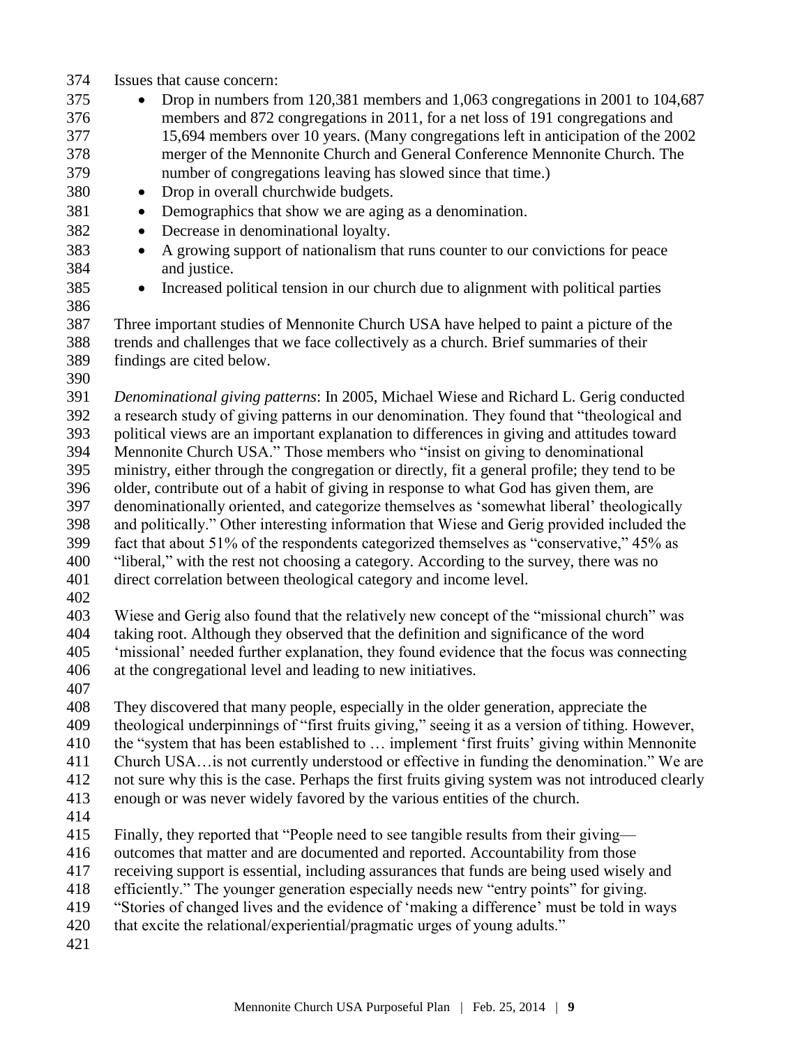Issues that cause concern:

- Drop in numbers from 120,381 members and 1,063 congregations in 2001 to 104,687 members and 872 congregations in 2011, for a net loss of 191 congregations and 15,694 members over 10 years. (Many congregations left in anticipation of the 2002 merger of the Mennonite Church and General Conference Mennonite Church. The number of congregations leaving has slowed since that time.)
- Drop in overall churchwide budgets.
- Demographics that show we are aging as a denomination.
- Decrease in denominational loyalty.
- A growing support of nationalism that runs counter to our convictions for peace and justice.
- Increased political tension in our church due to alignment with political parties

Three important studies of Mennonite Church USA have helped to paint a picture of the trends and challenges that we face collectively as a church. Brief summaries of their findings are cited below.

*Denominational giving patterns*: In 2005, Michael Wiese and Richard L. Gerig conducted a research study of giving patterns in our denomination. They found that "theological and political views are an important explanation to differences in giving and attitudes toward Mennonite Church USA." Those members who "insist on giving to denominational ministry, either through the congregation or directly, fit a general profile; they tend to be older, contribute out of a habit of giving in response to what God has given them, are denominationally oriented, and categorize themselves as 'somewhat liberal' theologically and politically." Other interesting information that Wiese and Gerig provided included the fact that about 51% of the respondents categorized themselves as "conservative," 45% as "liberal," with the rest not choosing a category. According to the survey, there was no direct correlation between theological category and income level.

Wiese and Gerig also found that the relatively new concept of the "missional church" was taking root. Although they observed that the definition and significance of the word 'missional' needed further explanation, they found evidence that the focus was connecting at the congregational level and leading to new initiatives.

They discovered that many people, especially in the older generation, appreciate the theological underpinnings of "first fruits giving," seeing it as a version of tithing. However, the "system that has been established to … implement 'first fruits' giving within Mennonite Church USA…is not currently understood or effective in funding the denomination." We are not sure why this is the case. Perhaps the first fruits giving system was not introduced clearly enough or was never widely favored by the various entities of the church.

Finally, they reported that "People need to see tangible results from their giving—outcomes that matter and are documented and reported. Accountability from those receiving support is essential, including assurances that funds are being used wisely and efficiently." The younger generation especially needs new "entry points" for giving. "Stories of changed lives and the evidence of 'making a difference' must be told in ways that excite the relational/experiential/pragmatic urges of young adults."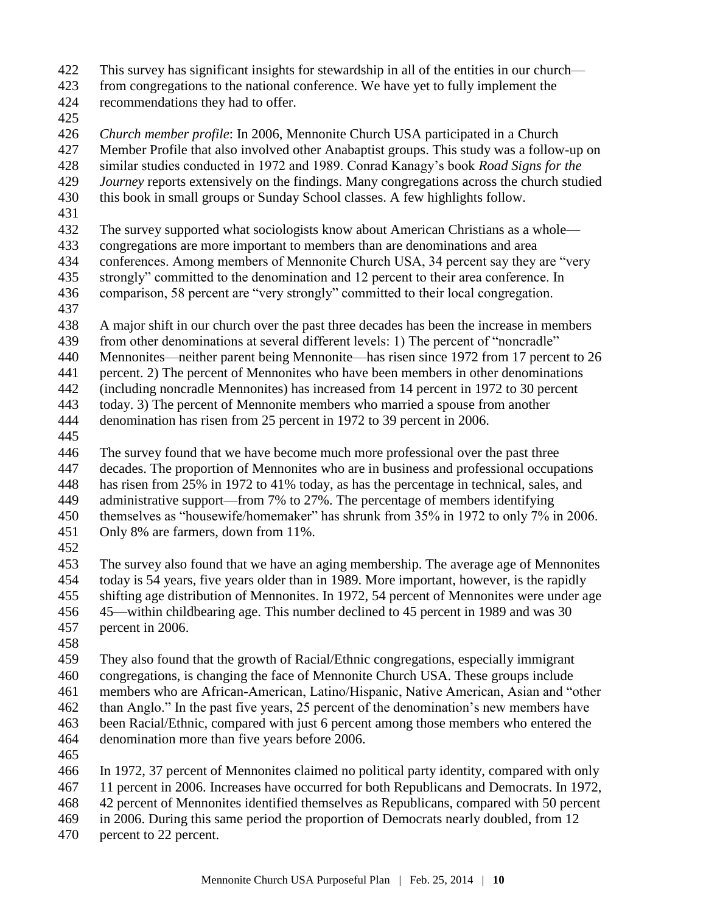This survey has significant insights for stewardship in all of the entities in our church—from congregations to the national conference. We have yet to fully implement the recommendations they had to offer.

*Church member profile*: In 2006, Mennonite Church USA participated in a Church Member Profile that also involved other Anabaptist groups. This study was a follow-up on similar studies conducted in 1972 and 1989. Conrad Kanagy's book *Road Signs for the Journey* reports extensively on the findings. Many congregations across the church studied this book in small groups or Sunday School classes. A few highlights follow.

The survey supported what sociologists know about American Christians as a whole—congregations are more important to members than are denominations and area conferences. Among members of Mennonite Church USA, 34 percent say they are "very strongly" committed to the denomination and 12 percent to their area conference. In comparison, 58 percent are "very strongly" committed to their local congregation.

A major shift in our church over the past three decades has been the increase in members from other denominations at several different levels: 1) The percent of "noncradle" Mennonites—neither parent being Mennonite—has risen since 1972 from 17 percent to 26 percent. 2) The percent of Mennonites who have been members in other denominations (including noncradle Mennonites) has increased from 14 percent in 1972 to 30 percent today. 3) The percent of Mennonite members who married a spouse from another denomination has risen from 25 percent in 1972 to 39 percent in 2006.

The survey found that we have become much more professional over the past three decades. The proportion of Mennonites who are in business and professional occupations has risen from 25% in 1972 to 41% today, as has the percentage in technical, sales, and administrative support—from 7% to 27%. The percentage of members identifying themselves as "housewife/homemaker" has shrunk from 35% in 1972 to only 7% in 2006. Only 8% are farmers, down from 11%.

The survey also found that we have an aging membership. The average age of Mennonites today is 54 years, five years older than in 1989. More important, however, is the rapidly shifting age distribution of Mennonites. In 1972, 54 percent of Mennonites were under age 45—within childbearing age. This number declined to 45 percent in 1989 and was 30 percent in 2006.

They also found that the growth of Racial/Ethnic congregations, especially immigrant congregations, is changing the face of Mennonite Church USA. These groups include members who are African-American, Latino/Hispanic, Native American, Asian and "other than Anglo." In the past five years, 25 percent of the denomination's new members have been Racial/Ethnic, compared with just 6 percent among those members who entered the denomination more than five years before 2006.

In 1972, 37 percent of Mennonites claimed no political party identity, compared with only 11 percent in 2006. Increases have occurred for both Republicans and Democrats. In 1972, 42 percent of Mennonites identified themselves as Republicans, compared with 50 percent in 2006. During this same period the proportion of Democrats nearly doubled, from 12 percent to 22 percent.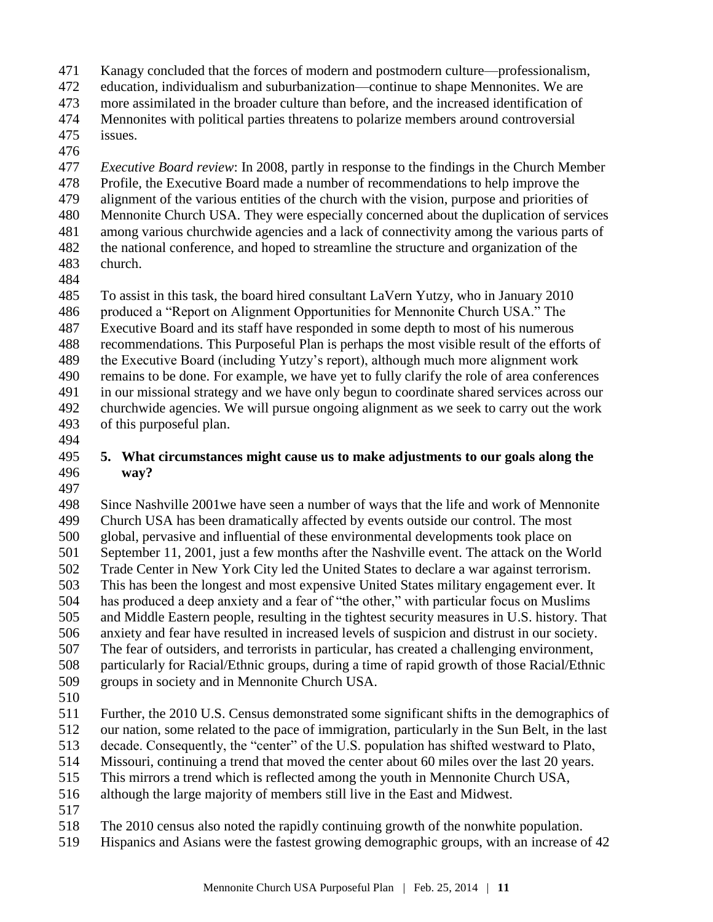Kanagy concluded that the forces of modern and postmodern culture—professionalism, education, individualism and suburbanization—continue to shape Mennonites. We are more assimilated in the broader culture than before, and the increased identification of Mennonites with political parties threatens to polarize members around controversial issues.

*Executive Board review*: In 2008, partly in response to the findings in the Church Member Profile, the Executive Board made a number of recommendations to help improve the alignment of the various entities of the church with the vision, purpose and priorities of Mennonite Church USA. They were especially concerned about the duplication of services among various churchwide agencies and a lack of connectivity among the various parts of the national conference, and hoped to streamline the structure and organization of the church.

To assist in this task, the board hired consultant LaVern Yutzy, who in January 2010 produced a "Report on Alignment Opportunities for Mennonite Church USA." The Executive Board and its staff have responded in some depth to most of his numerous recommendations. This Purposeful Plan is perhaps the most visible result of the efforts of the Executive Board (including Yutzy's report), although much more alignment work remains to be done. For example, we have yet to fully clarify the role of area conferences in our missional strategy and we have only begun to coordinate shared services across our churchwide agencies. We will pursue ongoing alignment as we seek to carry out the work of this purposeful plan.

## 5. What circumstances might cause us to make adjustments to our goals along the way?

Since Nashville 2001we have seen a number of ways that the life and work of Mennonite Church USA has been dramatically affected by events outside our control. The most global, pervasive and influential of these environmental developments took place on September 11, 2001, just a few months after the Nashville event. The attack on the World Trade Center in New York City led the United States to declare a war against terrorism. This has been the longest and most expensive United States military engagement ever. It has produced a deep anxiety and a fear of "the other," with particular focus on Muslims and Middle Eastern people, resulting in the tightest security measures in U.S. history. That anxiety and fear have resulted in increased levels of suspicion and distrust in our society. The fear of outsiders, and terrorists in particular, has created a challenging environment, particularly for Racial/Ethnic groups, during a time of rapid growth of those Racial/Ethnic groups in society and in Mennonite Church USA.

Further, the 2010 U.S. Census demonstrated some significant shifts in the demographics of our nation, some related to the pace of immigration, particularly in the Sun Belt, in the last decade. Consequently, the "center" of the U.S. population has shifted westward to Plato, Missouri, continuing a trend that moved the center about 60 miles over the last 20 years. This mirrors a trend which is reflected among the youth in Mennonite Church USA, although the large majority of members still live in the East and Midwest.

The 2010 census also noted the rapidly continuing growth of the nonwhite population. Hispanics and Asians were the fastest growing demographic groups, with an increase of 42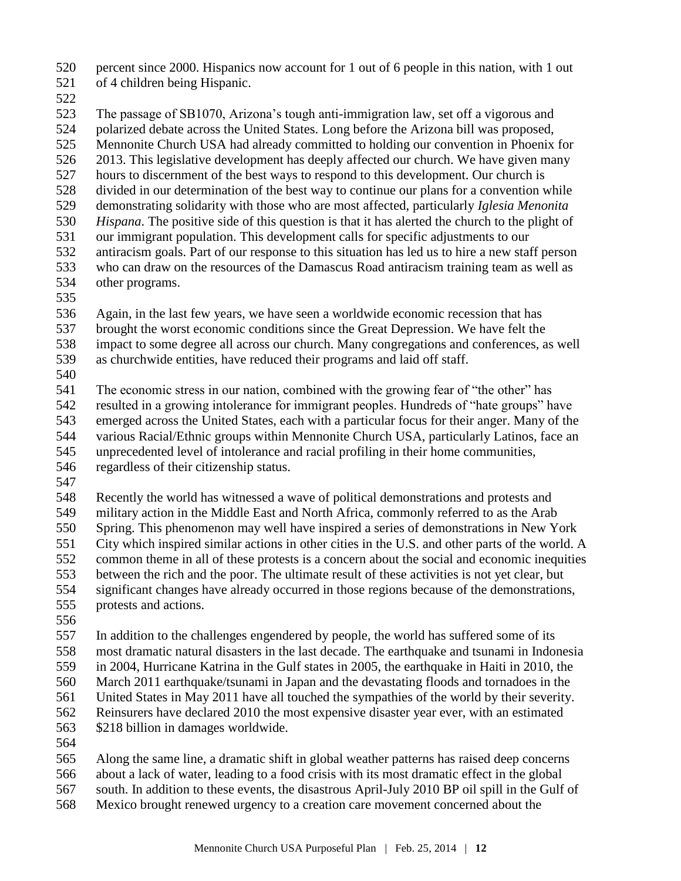percent since 2000. Hispanics now account for 1 out of 6 people in this nation, with 1 out of 4 children being Hispanic.

The passage of SB1070, Arizona's tough anti-immigration law, set off a vigorous and polarized debate across the United States. Long before the Arizona bill was proposed, Mennonite Church USA had already committed to holding our convention in Phoenix for 2013. This legislative development has deeply affected our church. We have given many hours to discernment of the best ways to respond to this development. Our church is divided in our determination of the best way to continue our plans for a convention while demonstrating solidarity with those who are most affected, particularly *Iglesia Menonita Hispana*. The positive side of this question is that it has alerted the church to the plight of our immigrant population. This development calls for specific adjustments to our antiracism goals. Part of our response to this situation has led us to hire a new staff person who can draw on the resources of the Damascus Road antiracism training team as well as other programs.

Again, in the last few years, we have seen a worldwide economic recession that has brought the worst economic conditions since the Great Depression. We have felt the impact to some degree all across our church. Many congregations and conferences, as well as churchwide entities, have reduced their programs and laid off staff.

The economic stress in our nation, combined with the growing fear of "the other" has resulted in a growing intolerance for immigrant peoples. Hundreds of "hate groups" have emerged across the United States, each with a particular focus for their anger. Many of the various Racial/Ethnic groups within Mennonite Church USA, particularly Latinos, face an unprecedented level of intolerance and racial profiling in their home communities, regardless of their citizenship status.

Recently the world has witnessed a wave of political demonstrations and protests and military action in the Middle East and North Africa, commonly referred to as the Arab Spring. This phenomenon may well have inspired a series of demonstrations in New York City which inspired similar actions in other cities in the U.S. and other parts of the world. A common theme in all of these protests is a concern about the social and economic inequities between the rich and the poor. The ultimate result of these activities is not yet clear, but significant changes have already occurred in those regions because of the demonstrations, protests and actions.

In addition to the challenges engendered by people, the world has suffered some of its most dramatic natural disasters in the last decade. The earthquake and tsunami in Indonesia in 2004, Hurricane Katrina in the Gulf states in 2005, the earthquake in Haiti in 2010, the March 2011 earthquake/tsunami in Japan and the devastating floods and tornadoes in the United States in May 2011 have all touched the sympathies of the world by their severity. Reinsurers have declared 2010 the most expensive disaster year ever, with an estimated $218 billion in damages worldwide.

Along the same line, a dramatic shift in global weather patterns has raised deep concerns about a lack of water, leading to a food crisis with its most dramatic effect in the global south. In addition to these events, the disastrous April-July 2010 BP oil spill in the Gulf of Mexico brought renewed urgency to a creation care movement concerned about the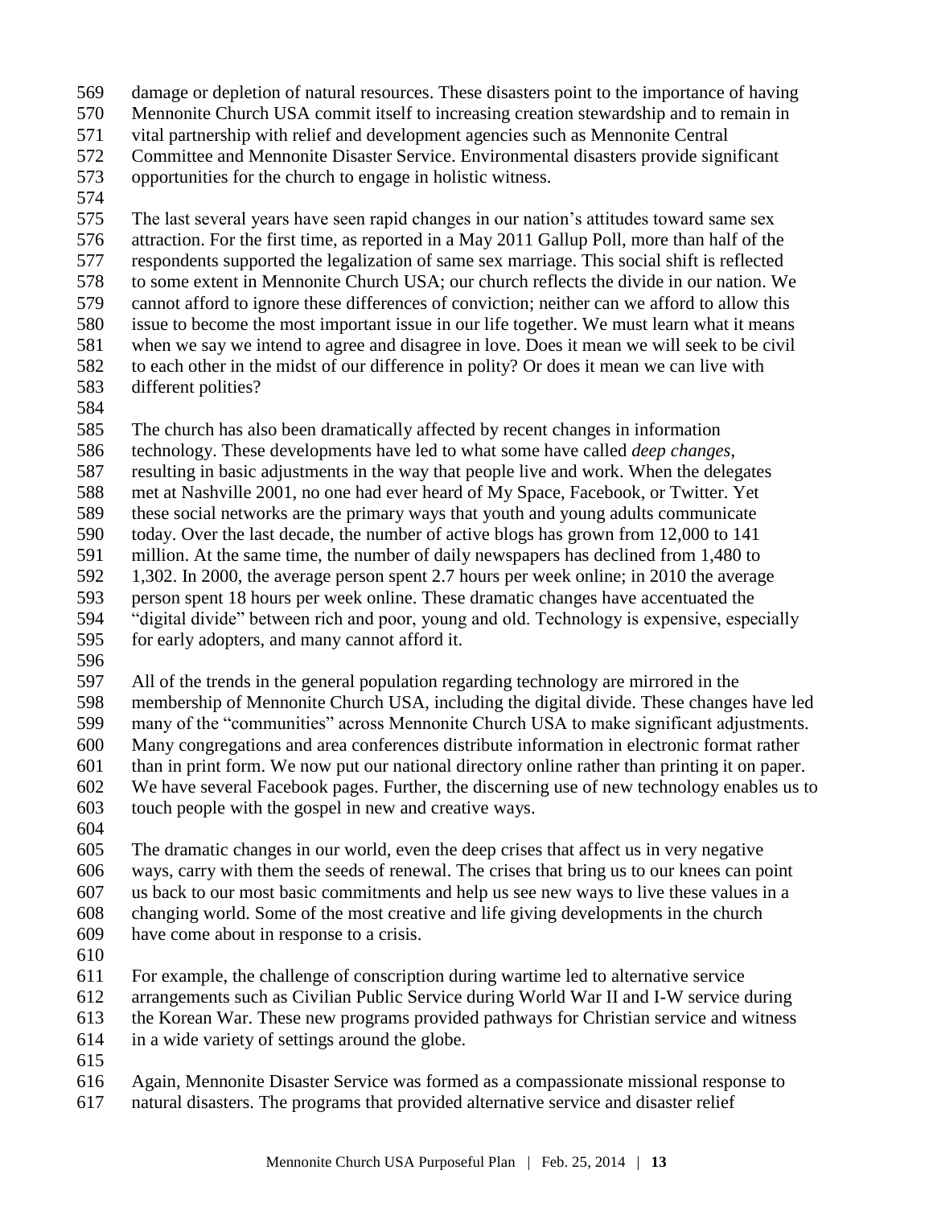damage or depletion of natural resources. These disasters point to the importance of having Mennonite Church USA commit itself to increasing creation stewardship and to remain in vital partnership with relief and development agencies such as Mennonite Central Committee and Mennonite Disaster Service. Environmental disasters provide significant opportunities for the church to engage in holistic witness.

The last several years have seen rapid changes in our nation's attitudes toward same sex attraction. For the first time, as reported in a May 2011 Gallup Poll, more than half of the respondents supported the legalization of same sex marriage. This social shift is reflected to some extent in Mennonite Church USA; our church reflects the divide in our nation. We cannot afford to ignore these differences of conviction; neither can we afford to allow this issue to become the most important issue in our life together. We must learn what it means when we say we intend to agree and disagree in love. Does it mean we will seek to be civil to each other in the midst of our difference in polity? Or does it mean we can live with different polities?

The church has also been dramatically affected by recent changes in information technology. These developments have led to what some have called *deep changes*, resulting in basic adjustments in the way that people live and work. When the delegates met at Nashville 2001, no one had ever heard of My Space, Facebook, or Twitter. Yet these social networks are the primary ways that youth and young adults communicate today. Over the last decade, the number of active blogs has grown from 12,000 to 141 million. At the same time, the number of daily newspapers has declined from 1,480 to 1,302. In 2000, the average person spent 2.7 hours per week online; in 2010 the average person spent 18 hours per week online. These dramatic changes have accentuated the "digital divide" between rich and poor, young and old. Technology is expensive, especially for early adopters, and many cannot afford it.

All of the trends in the general population regarding technology are mirrored in the membership of Mennonite Church USA, including the digital divide. These changes have led many of the "communities" across Mennonite Church USA to make significant adjustments. Many congregations and area conferences distribute information in electronic format rather than in print form. We now put our national directory online rather than printing it on paper. We have several Facebook pages. Further, the discerning use of new technology enables us to touch people with the gospel in new and creative ways.

The dramatic changes in our world, even the deep crises that affect us in very negative ways, carry with them the seeds of renewal. The crises that bring us to our knees can point us back to our most basic commitments and help us see new ways to live these values in a changing world. Some of the most creative and life giving developments in the church have come about in response to a crisis.

For example, the challenge of conscription during wartime led to alternative service arrangements such as Civilian Public Service during World War II and I-W service during the Korean War. These new programs provided pathways for Christian service and witness in a wide variety of settings around the globe.

Again, Mennonite Disaster Service was formed as a compassionate missional response to natural disasters. The programs that provided alternative service and disaster relief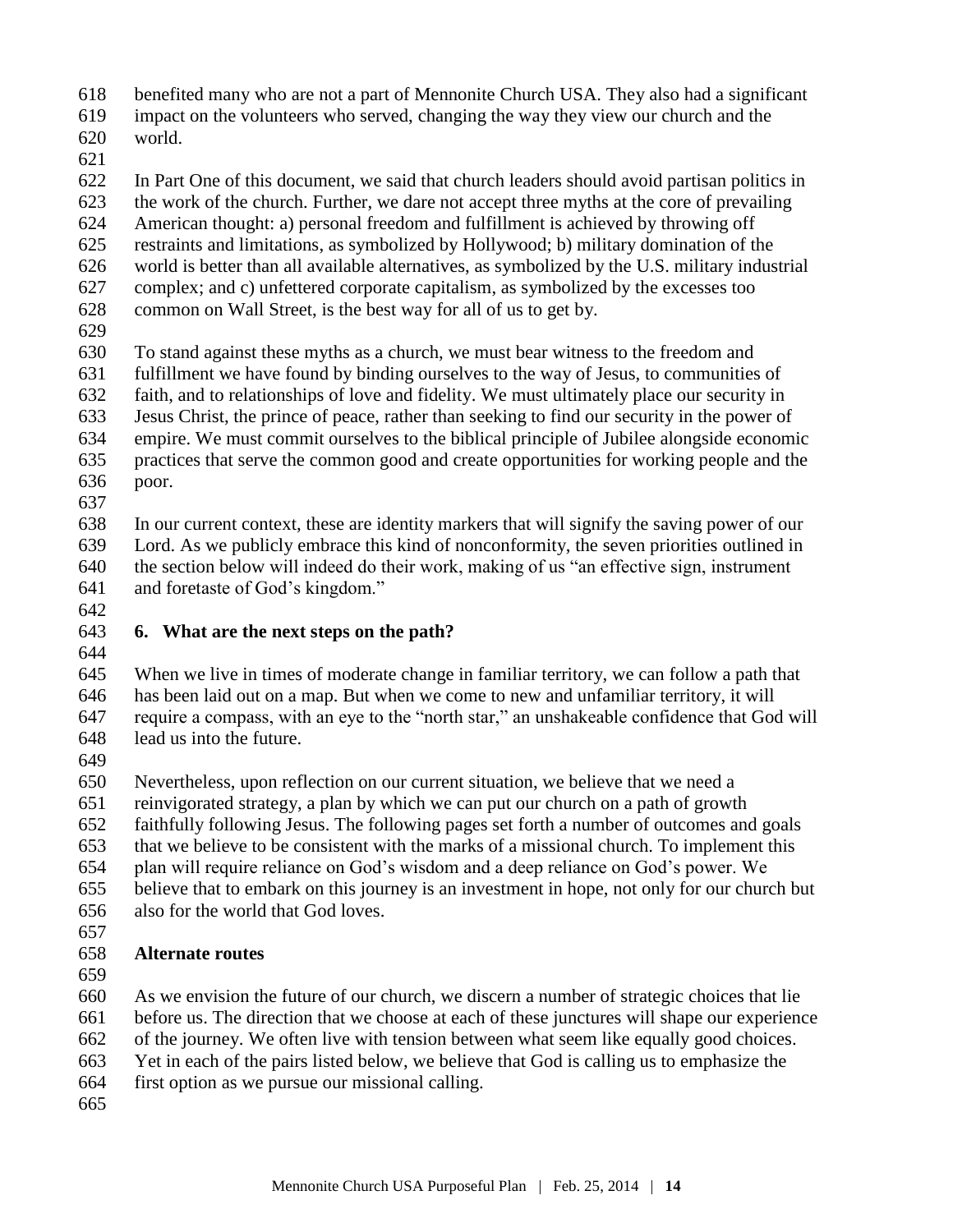benefited many who are not a part of Mennonite Church USA. They also had a significant impact on the volunteers who served, changing the way they view our church and the world.

In Part One of this document, we said that church leaders should avoid partisan politics in the work of the church. Further, we dare not accept three myths at the core of prevailing American thought: a) personal freedom and fulfillment is achieved by throwing off restraints and limitations, as symbolized by Hollywood; b) military domination of the world is better than all available alternatives, as symbolized by the U.S. military industrial complex; and c) unfettered corporate capitalism, as symbolized by the excesses too common on Wall Street, is the best way for all of us to get by.

To stand against these myths as a church, we must bear witness to the freedom and fulfillment we have found by binding ourselves to the way of Jesus, to communities of faith, and to relationships of love and fidelity. We must ultimately place our security in Jesus Christ, the prince of peace, rather than seeking to find our security in the power of empire. We must commit ourselves to the biblical principle of Jubilee alongside economic practices that serve the common good and create opportunities for working people and the poor.

In our current context, these are identity markers that will signify the saving power of our Lord. As we publicly embrace this kind of nonconformity, the seven priorities outlined in the section below will indeed do their work, making of us "an effective sign, instrument and foretaste of God's kingdom."

## 6. What are the next steps on the path?

When we live in times of moderate change in familiar territory, we can follow a path that has been laid out on a map. But when we come to new and unfamiliar territory, it will require a compass, with an eye to the "north star," an unshakeable confidence that God will lead us into the future.

Nevertheless, upon reflection on our current situation, we believe that we need a reinvigorated strategy, a plan by which we can put our church on a path of growth faithfully following Jesus. The following pages set forth a number of outcomes and goals that we believe to be consistent with the marks of a missional church. To implement this plan will require reliance on God's wisdom and a deep reliance on God's power. We believe that to embark on this journey is an investment in hope, not only for our church but also for the world that God loves.

### Alternate routes

As we envision the future of our church, we discern a number of strategic choices that lie before us. The direction that we choose at each of these junctures will shape our experience of the journey. We often live with tension between what seem like equally good choices. Yet in each of the pairs listed below, we believe that God is calling us to emphasize the first option as we pursue our missional calling.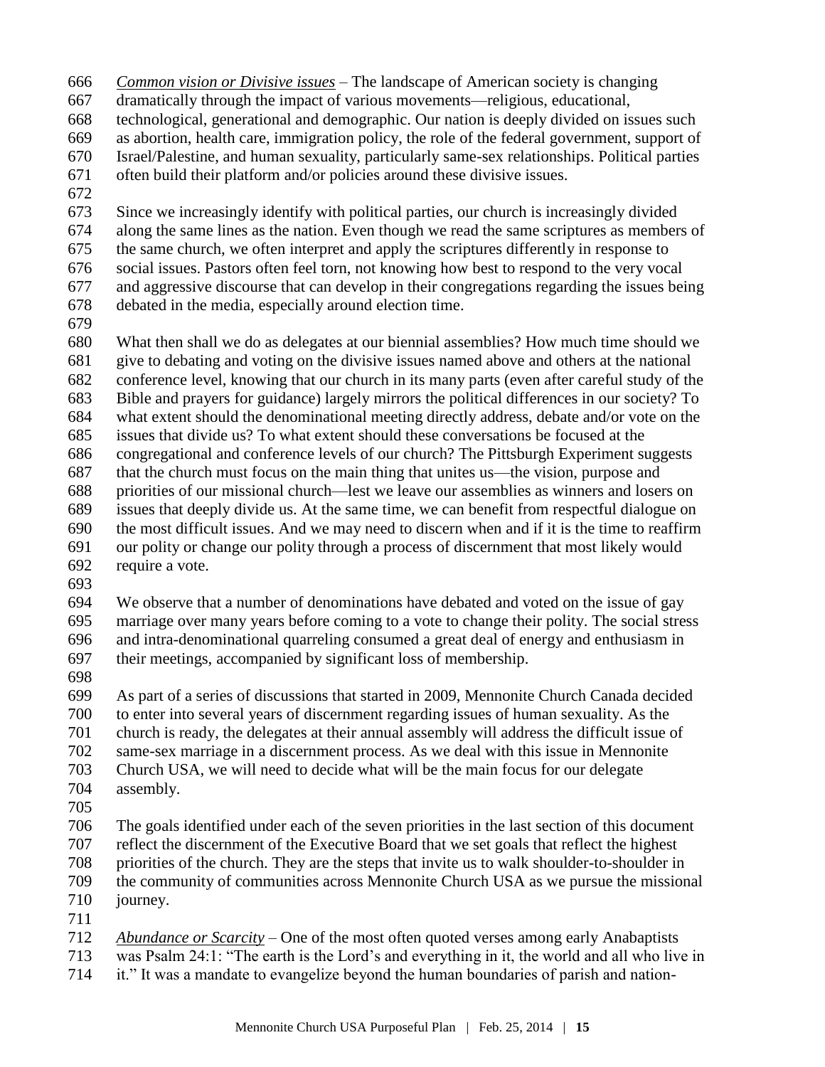*<u>Common vision or Divisive issues</u>* – The landscape of American society is changing dramatically through the impact of various movements—religious, educational, technological, generational and demographic. Our nation is deeply divided on issues such as abortion, health care, immigration policy, the role of the federal government, support of Israel/Palestine, and human sexuality, particularly same-sex relationships. Political parties often build their platform and/or policies around these divisive issues.

Since we increasingly identify with political parties, our church is increasingly divided along the same lines as the nation. Even though we read the same scriptures as members of the same church, we often interpret and apply the scriptures differently in response to social issues. Pastors often feel torn, not knowing how best to respond to the very vocal and aggressive discourse that can develop in their congregations regarding the issues being debated in the media, especially around election time.

What then shall we do as delegates at our biennial assemblies? How much time should we give to debating and voting on the divisive issues named above and others at the national conference level, knowing that our church in its many parts (even after careful study of the Bible and prayers for guidance) largely mirrors the political differences in our society? To what extent should the denominational meeting directly address, debate and/or vote on the issues that divide us? To what extent should these conversations be focused at the congregational and conference levels of our church? The Pittsburgh Experiment suggests that the church must focus on the main thing that unites us—the vision, purpose and priorities of our missional church—lest we leave our assemblies as winners and losers on issues that deeply divide us. At the same time, we can benefit from respectful dialogue on the most difficult issues. And we may need to discern when and if it is the time to reaffirm our polity or change our polity through a process of discernment that most likely would require a vote.

We observe that a number of denominations have debated and voted on the issue of gay marriage over many years before coming to a vote to change their polity. The social stress and intra-denominational quarreling consumed a great deal of energy and enthusiasm in their meetings, accompanied by significant loss of membership.

As part of a series of discussions that started in 2009, Mennonite Church Canada decided to enter into several years of discernment regarding issues of human sexuality. As the church is ready, the delegates at their annual assembly will address the difficult issue of same-sex marriage in a discernment process. As we deal with this issue in Mennonite Church USA, we will need to decide what will be the main focus for our delegate assembly.

The goals identified under each of the seven priorities in the last section of this document reflect the discernment of the Executive Board that we set goals that reflect the highest priorities of the church. They are the steps that invite us to walk shoulder-to-shoulder in the community of communities across Mennonite Church USA as we pursue the missional journey.

*<u>Abundance or Scarcity</u>* – One of the most often quoted verses among early Anabaptists was Psalm 24:1: "The earth is the Lord's and everything in it, the world and all who live in it." It was a mandate to evangelize beyond the human boundaries of parish and nation-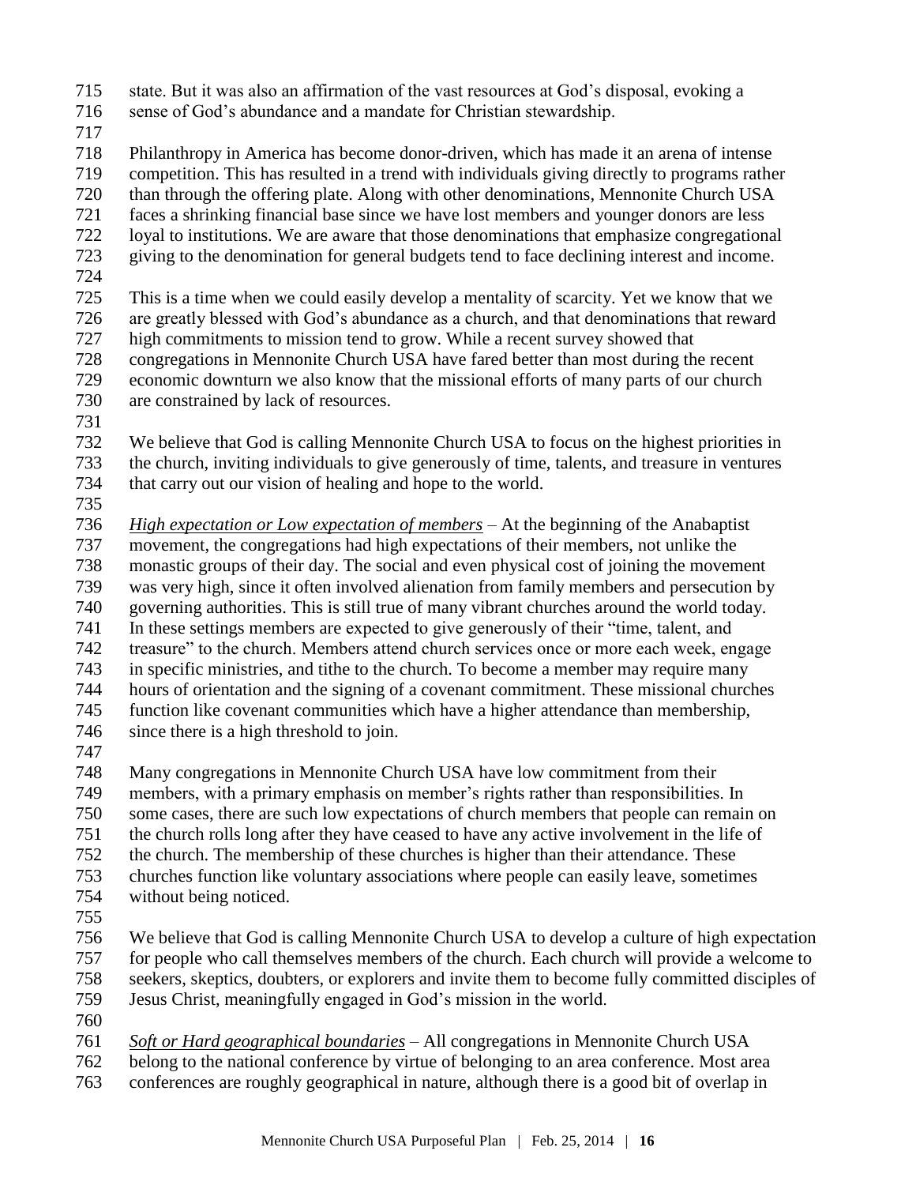state. But it was also an affirmation of the vast resources at God's disposal, evoking a sense of God's abundance and a mandate for Christian stewardship.

Philanthropy in America has become donor-driven, which has made it an arena of intense competition. This has resulted in a trend with individuals giving directly to programs rather than through the offering plate. Along with other denominations, Mennonite Church USA faces a shrinking financial base since we have lost members and younger donors are less loyal to institutions. We are aware that those denominations that emphasize congregational giving to the denomination for general budgets tend to face declining interest and income.

This is a time when we could easily develop a mentality of scarcity. Yet we know that we are greatly blessed with God's abundance as a church, and that denominations that reward high commitments to mission tend to grow. While a recent survey showed that congregations in Mennonite Church USA have fared better than most during the recent economic downturn we also know that the missional efforts of many parts of our church are constrained by lack of resources.

We believe that God is calling Mennonite Church USA to focus on the highest priorities in the church, inviting individuals to give generously of time, talents, and treasure in ventures that carry out our vision of healing and hope to the world.

*High expectation or Low expectation of members* – At the beginning of the Anabaptist movement, the congregations had high expectations of their members, not unlike the monastic groups of their day. The social and even physical cost of joining the movement was very high, since it often involved alienation from family members and persecution by governing authorities. This is still true of many vibrant churches around the world today. In these settings members are expected to give generously of their "time, talent, and treasure" to the church. Members attend church services once or more each week, engage in specific ministries, and tithe to the church. To become a member may require many hours of orientation and the signing of a covenant commitment. These missional churches function like covenant communities which have a higher attendance than membership, since there is a high threshold to join.

Many congregations in Mennonite Church USA have low commitment from their members, with a primary emphasis on member's rights rather than responsibilities. In some cases, there are such low expectations of church members that people can remain on the church rolls long after they have ceased to have any active involvement in the life of the church. The membership of these churches is higher than their attendance. These churches function like voluntary associations where people can easily leave, sometimes without being noticed.

We believe that God is calling Mennonite Church USA to develop a culture of high expectation for people who call themselves members of the church. Each church will provide a welcome to seekers, skeptics, doubters, or explorers and invite them to become fully committed disciples of Jesus Christ, meaningfully engaged in God's mission in the world.

*Soft or Hard geographical boundaries* – All congregations in Mennonite Church USA belong to the national conference by virtue of belonging to an area conference. Most area conferences are roughly geographical in nature, although there is a good bit of overlap in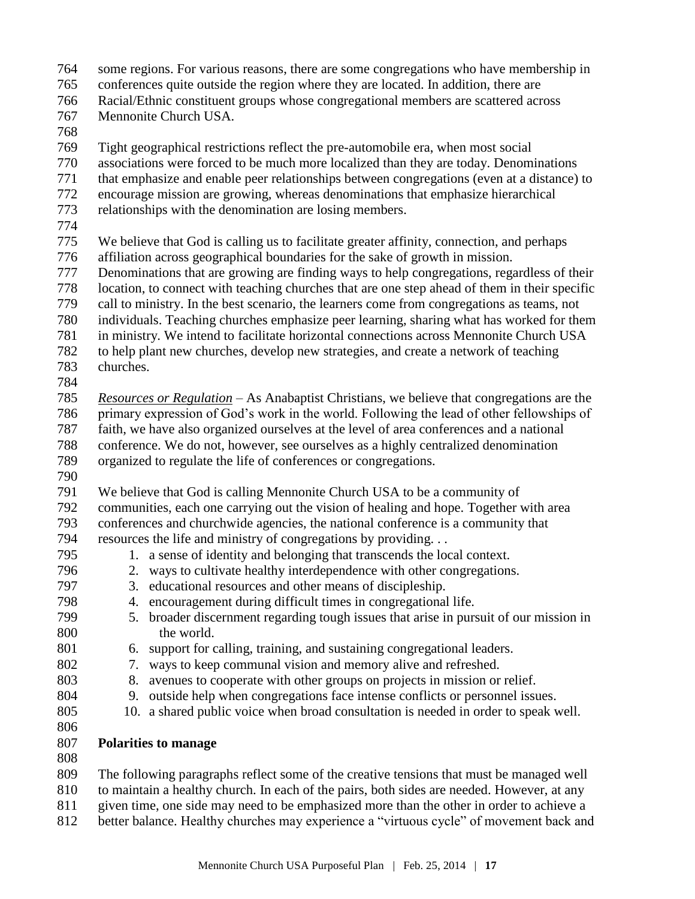some regions. For various reasons, there are some congregations who have membership in conferences quite outside the region where they are located. In addition, there are Racial/Ethnic constituent groups whose congregational members are scattered across Mennonite Church USA.

Tight geographical restrictions reflect the pre-automobile era, when most social associations were forced to be much more localized than they are today. Denominations that emphasize and enable peer relationships between congregations (even at a distance) to encourage mission are growing, whereas denominations that emphasize hierarchical relationships with the denomination are losing members.

We believe that God is calling us to facilitate greater affinity, connection, and perhaps affiliation across geographical boundaries for the sake of growth in mission. Denominations that are growing are finding ways to help congregations, regardless of their location, to connect with teaching churches that are one step ahead of them in their specific call to ministry. In the best scenario, the learners come from congregations as teams, not individuals. Teaching churches emphasize peer learning, sharing what has worked for them in ministry. We intend to facilitate horizontal connections across Mennonite Church USA to help plant new churches, develop new strategies, and create a network of teaching churches.

*Resources or Regulation* – As Anabaptist Christians, we believe that congregations are the primary expression of God's work in the world. Following the lead of other fellowships of faith, we have also organized ourselves at the level of area conferences and a national conference. We do not, however, see ourselves as a highly centralized denomination organized to regulate the life of conferences or congregations.

We believe that God is calling Mennonite Church USA to be a community of communities, each one carrying out the vision of healing and hope. Together with area conferences and churchwide agencies, the national conference is a community that resources the life and ministry of congregations by providing. . .

1. a sense of identity and belonging that transcends the local context.
2. ways to cultivate healthy interdependence with other congregations.
3. educational resources and other means of discipleship.
4. encouragement during difficult times in congregational life.
5. broader discernment regarding tough issues that arise in pursuit of our mission in the world.
6. support for calling, training, and sustaining congregational leaders.
7. ways to keep communal vision and memory alive and refreshed.
8. avenues to cooperate with other groups on projects in mission or relief.
9. outside help when congregations face intense conflicts or personnel issues.
10. a shared public voice when broad consultation is needed in order to speak well.

**Polarities to manage**

The following paragraphs reflect some of the creative tensions that must be managed well to maintain a healthy church. In each of the pairs, both sides are needed. However, at any given time, one side may need to be emphasized more than the other in order to achieve a better balance. Healthy churches may experience a "virtuous cycle" of movement back and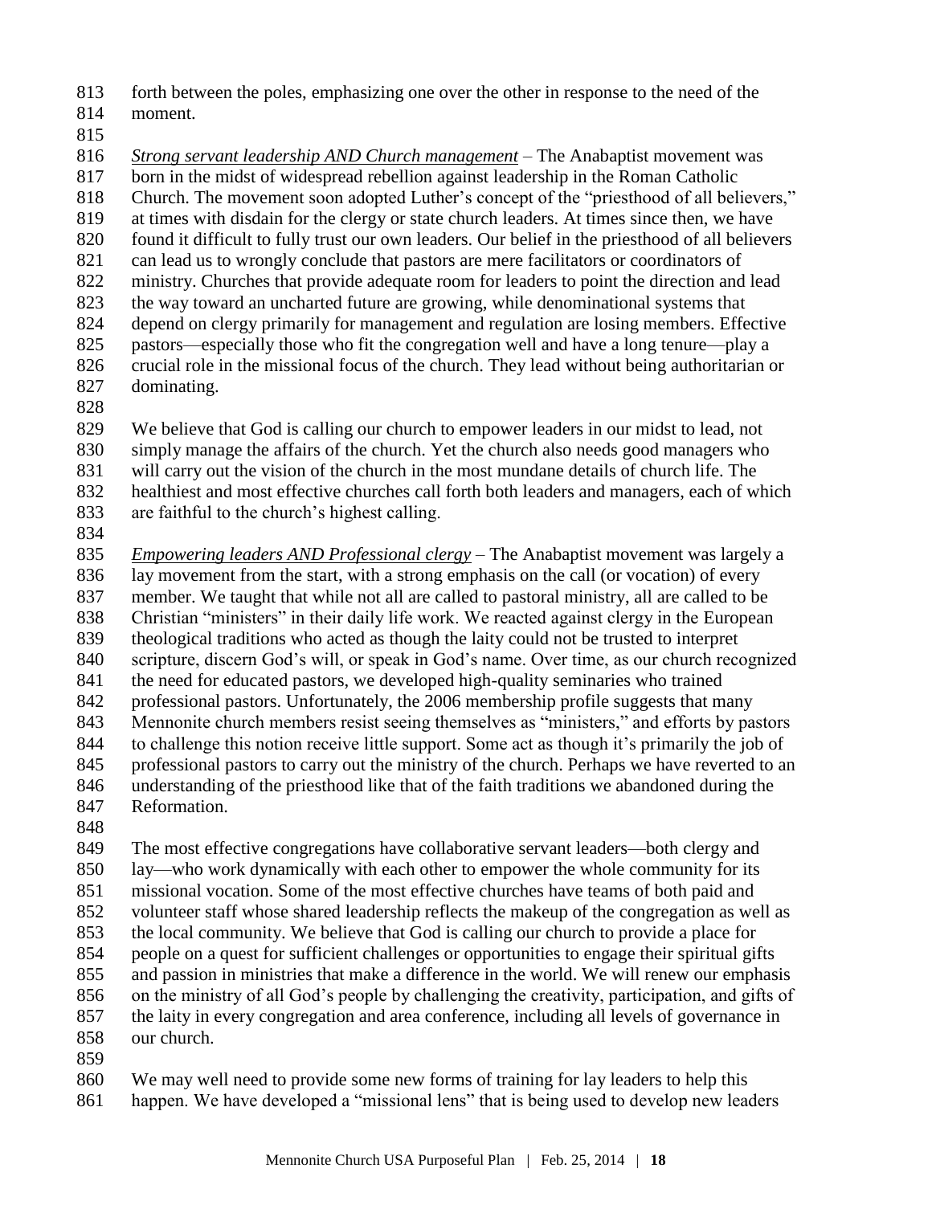forth between the poles, emphasizing one over the other in response to the need of the moment.

*<u>Strong servant leadership AND Church management</u>* – The Anabaptist movement was born in the midst of widespread rebellion against leadership in the Roman Catholic Church. The movement soon adopted Luther's concept of the "priesthood of all believers," at times with disdain for the clergy or state church leaders. At times since then, we have found it difficult to fully trust our own leaders. Our belief in the priesthood of all believers can lead us to wrongly conclude that pastors are mere facilitators or coordinators of ministry. Churches that provide adequate room for leaders to point the direction and lead the way toward an uncharted future are growing, while denominational systems that depend on clergy primarily for management and regulation are losing members. Effective pastors—especially those who fit the congregation well and have a long tenure—play a crucial role in the missional focus of the church. They lead without being authoritarian or dominating.

We believe that God is calling our church to empower leaders in our midst to lead, not simply manage the affairs of the church. Yet the church also needs good managers who will carry out the vision of the church in the most mundane details of church life. The healthiest and most effective churches call forth both leaders and managers, each of which are faithful to the church's highest calling.

*<u>Empowering leaders AND Professional clergy</u>* – The Anabaptist movement was largely a lay movement from the start, with a strong emphasis on the call (or vocation) of every member. We taught that while not all are called to pastoral ministry, all are called to be Christian "ministers" in their daily life work. We reacted against clergy in the European theological traditions who acted as though the laity could not be trusted to interpret scripture, discern God's will, or speak in God's name. Over time, as our church recognized the need for educated pastors, we developed high-quality seminaries who trained professional pastors. Unfortunately, the 2006 membership profile suggests that many Mennonite church members resist seeing themselves as "ministers," and efforts by pastors to challenge this notion receive little support. Some act as though it's primarily the job of professional pastors to carry out the ministry of the church. Perhaps we have reverted to an understanding of the priesthood like that of the faith traditions we abandoned during the Reformation.

The most effective congregations have collaborative servant leaders—both clergy and lay—who work dynamically with each other to empower the whole community for its missional vocation. Some of the most effective churches have teams of both paid and volunteer staff whose shared leadership reflects the makeup of the congregation as well as the local community. We believe that God is calling our church to provide a place for people on a quest for sufficient challenges or opportunities to engage their spiritual gifts and passion in ministries that make a difference in the world. We will renew our emphasis on the ministry of all God's people by challenging the creativity, participation, and gifts of the laity in every congregation and area conference, including all levels of governance in our church.

We may well need to provide some new forms of training for lay leaders to help this happen. We have developed a "missional lens" that is being used to develop new leaders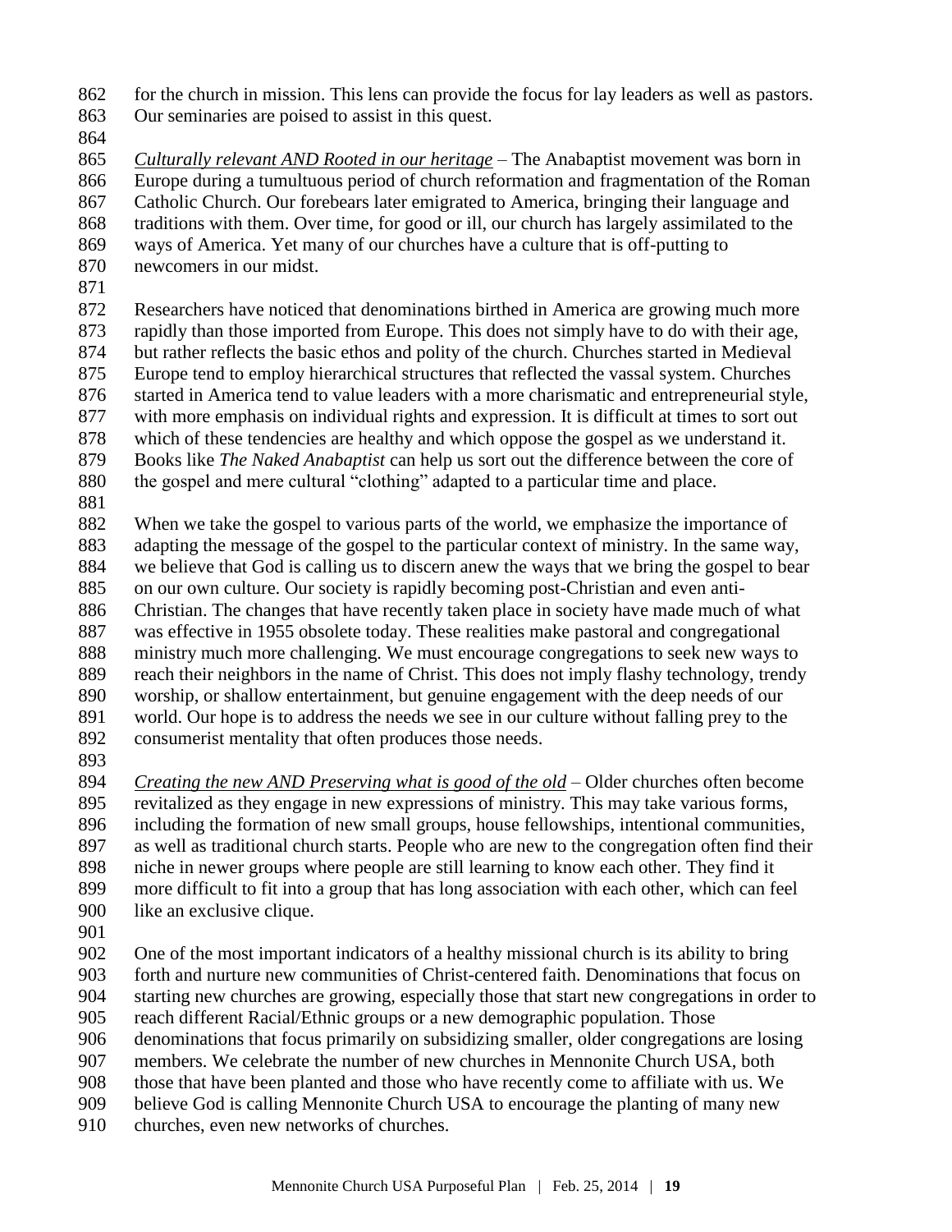for the church in mission. This lens can provide the focus for lay leaders as well as pastors. Our seminaries are poised to assist in this quest.

*Culturally relevant AND Rooted in our heritage* – The Anabaptist movement was born in Europe during a tumultuous period of church reformation and fragmentation of the Roman Catholic Church. Our forebears later emigrated to America, bringing their language and traditions with them. Over time, for good or ill, our church has largely assimilated to the ways of America. Yet many of our churches have a culture that is off-putting to newcomers in our midst.

Researchers have noticed that denominations birthed in America are growing much more rapidly than those imported from Europe. This does not simply have to do with their age, but rather reflects the basic ethos and polity of the church. Churches started in Medieval Europe tend to employ hierarchical structures that reflected the vassal system. Churches started in America tend to value leaders with a more charismatic and entrepreneurial style, with more emphasis on individual rights and expression. It is difficult at times to sort out which of these tendencies are healthy and which oppose the gospel as we understand it. Books like *The Naked Anabaptist* can help us sort out the difference between the core of the gospel and mere cultural "clothing" adapted to a particular time and place.

When we take the gospel to various parts of the world, we emphasize the importance of adapting the message of the gospel to the particular context of ministry. In the same way, we believe that God is calling us to discern anew the ways that we bring the gospel to bear on our own culture. Our society is rapidly becoming post-Christian and even anti-Christian. The changes that have recently taken place in society have made much of what was effective in 1955 obsolete today. These realities make pastoral and congregational ministry much more challenging. We must encourage congregations to seek new ways to reach their neighbors in the name of Christ. This does not imply flashy technology, trendy worship, or shallow entertainment, but genuine engagement with the deep needs of our world. Our hope is to address the needs we see in our culture without falling prey to the consumerist mentality that often produces those needs.

*Creating the new AND Preserving what is good of the old* – Older churches often become revitalized as they engage in new expressions of ministry. This may take various forms, including the formation of new small groups, house fellowships, intentional communities, as well as traditional church starts. People who are new to the congregation often find their niche in newer groups where people are still learning to know each other. They find it more difficult to fit into a group that has long association with each other, which can feel like an exclusive clique.

One of the most important indicators of a healthy missional church is its ability to bring forth and nurture new communities of Christ-centered faith. Denominations that focus on starting new churches are growing, especially those that start new congregations in order to reach different Racial/Ethnic groups or a new demographic population. Those denominations that focus primarily on subsidizing smaller, older congregations are losing members. We celebrate the number of new churches in Mennonite Church USA, both those that have been planted and those who have recently come to affiliate with us. We believe God is calling Mennonite Church USA to encourage the planting of many new churches, even new networks of churches.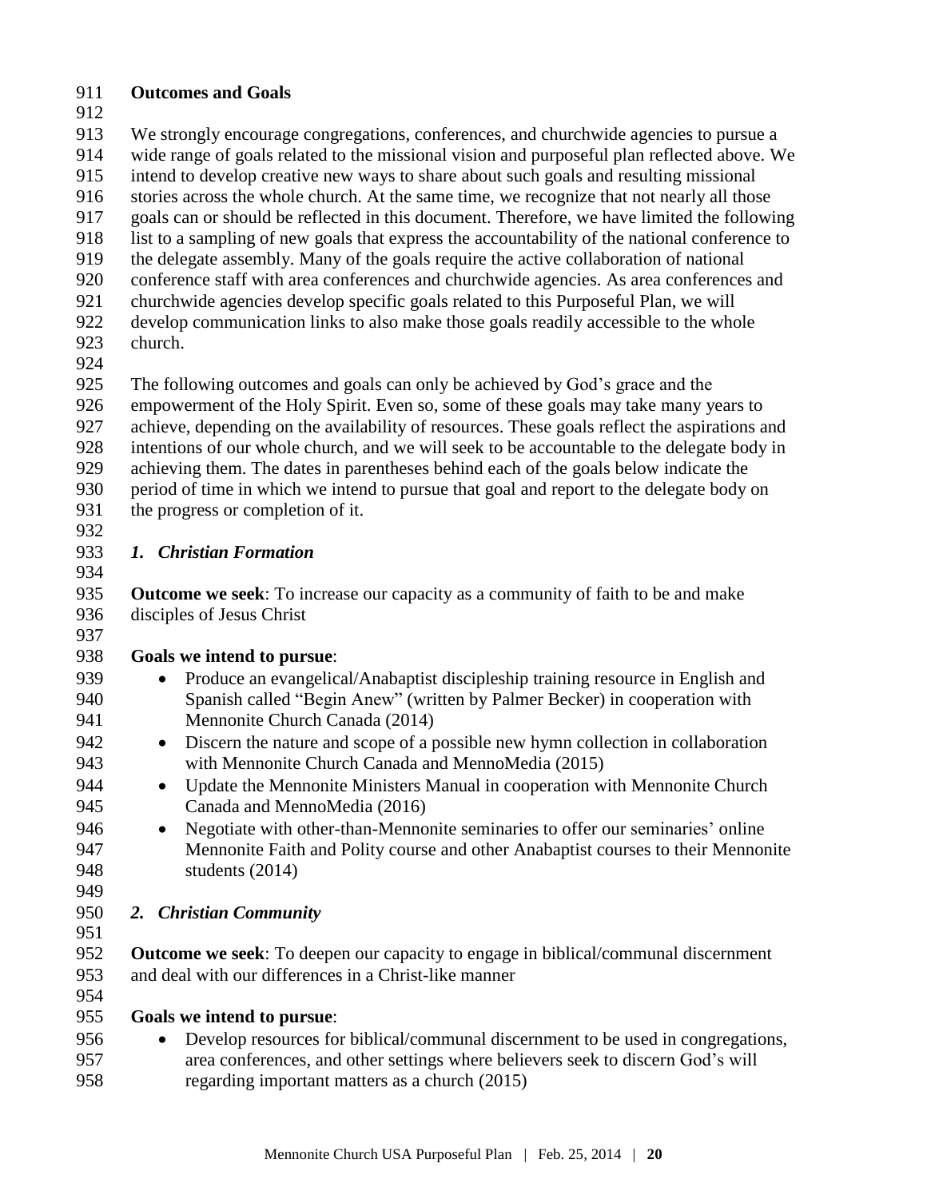**Outcomes and Goals**

We strongly encourage congregations, conferences, and churchwide agencies to pursue a wide range of goals related to the missional vision and purposeful plan reflected above. We intend to develop creative new ways to share about such goals and resulting missional stories across the whole church. At the same time, we recognize that not nearly all those goals can or should be reflected in this document. Therefore, we have limited the following list to a sampling of new goals that express the accountability of the national conference to the delegate assembly. Many of the goals require the active collaboration of national conference staff with area conferences and churchwide agencies. As area conferences and churchwide agencies develop specific goals related to this Purposeful Plan, we will develop communication links to also make those goals readily accessible to the whole church.

The following outcomes and goals can only be achieved by God's grace and the empowerment of the Holy Spirit. Even so, some of these goals may take many years to achieve, depending on the availability of resources. These goals reflect the aspirations and intentions of our whole church, and we will seek to be accountable to the delegate body in achieving them. The dates in parentheses behind each of the goals below indicate the period of time in which we intend to pursue that goal and report to the delegate body on the progress or completion of it.

***1. Christian Formation***

**Outcome we seek**: To increase our capacity as a community of faith to be and make disciples of Jesus Christ

**Goals we intend to pursue**:

- Produce an evangelical/Anabaptist discipleship training resource in English and Spanish called "Begin Anew" (written by Palmer Becker) in cooperation with Mennonite Church Canada (2014)
- Discern the nature and scope of a possible new hymn collection in collaboration with Mennonite Church Canada and MennoMedia (2015)
- Update the Mennonite Ministers Manual in cooperation with Mennonite Church Canada and MennoMedia (2016)
- Negotiate with other-than-Mennonite seminaries to offer our seminaries' online Mennonite Faith and Polity course and other Anabaptist courses to their Mennonite students (2014)

***2. Christian Community***

**Outcome we seek**: To deepen our capacity to engage in biblical/communal discernment and deal with our differences in a Christ-like manner

**Goals we intend to pursue**:

- Develop resources for biblical/communal discernment to be used in congregations, area conferences, and other settings where believers seek to discern God's will regarding important matters as a church (2015)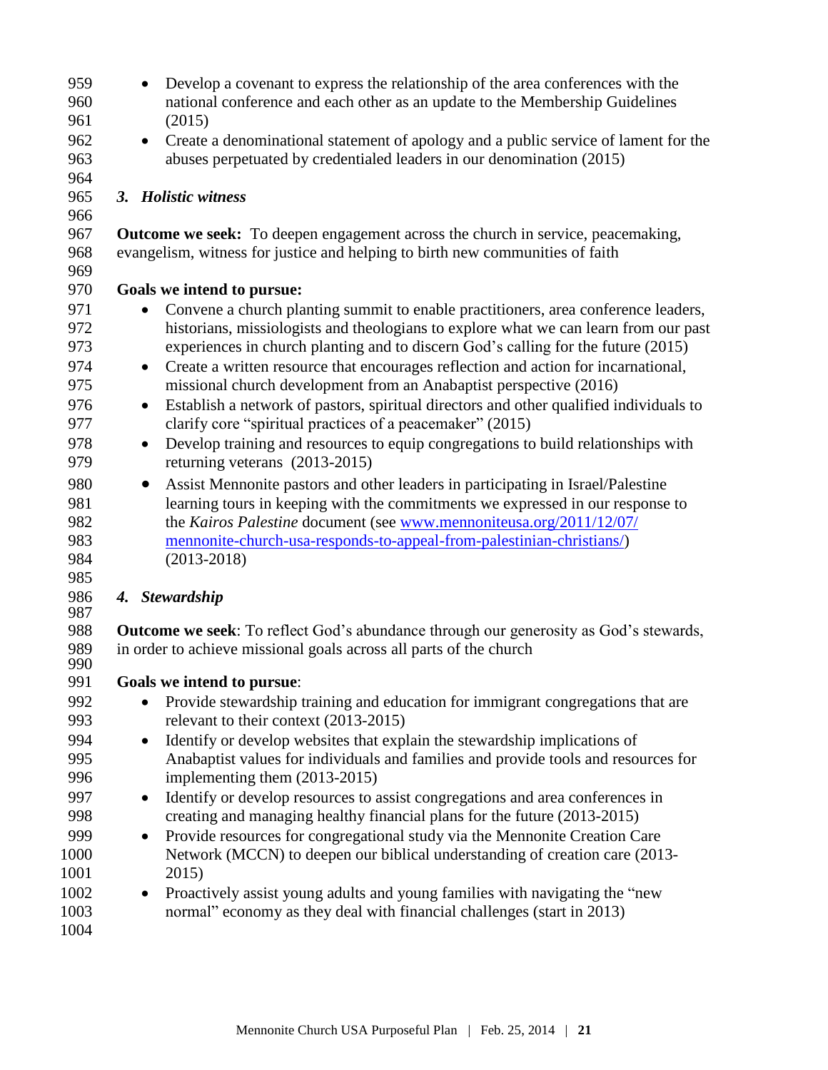- Develop a covenant to express the relationship of the area conferences with the national conference and each other as an update to the Membership Guidelines (2015)
- Create a denominational statement of apology and a public service of lament for the abuses perpetuated by credentialed leaders in our denomination (2015)

### *3. Holistic witness*

**Outcome we seek:** To deepen engagement across the church in service, peacemaking, evangelism, witness for justice and helping to birth new communities of faith

**Goals we intend to pursue:**

- Convene a church planting summit to enable practitioners, area conference leaders, historians, missiologists and theologians to explore what we can learn from our past experiences in church planting and to discern God's calling for the future (2015)
- Create a written resource that encourages reflection and action for incarnational, missional church development from an Anabaptist perspective (2016)
- Establish a network of pastors, spiritual directors and other qualified individuals to clarify core "spiritual practices of a peacemaker" (2015)
- Develop training and resources to equip congregations to build relationships with returning veterans (2013-2015)
- Assist Mennonite pastors and other leaders in participating in Israel/Palestine learning tours in keeping with the commitments we expressed in our response to the *Kairos Palestine* document (see [www.mennoniteusa.org/2011/12/07/mennonite-church-usa-responds-to-appeal-from-palestinian-christians/](www.mennoniteusa.org/2011/12/07/mennonite-church-usa-responds-to-appeal-from-palestinian-christians/)) (2013-2018)

### *4. Stewardship*

**Outcome we seek**: To reflect God's abundance through our generosity as God's stewards, in order to achieve missional goals across all parts of the church

**Goals we intend to pursue**:

- Provide stewardship training and education for immigrant congregations that are relevant to their context (2013-2015)
- Identify or develop websites that explain the stewardship implications of Anabaptist values for individuals and families and provide tools and resources for implementing them (2013-2015)
- Identify or develop resources to assist congregations and area conferences in creating and managing healthy financial plans for the future (2013-2015)
- Provide resources for congregational study via the Mennonite Creation Care Network (MCCN) to deepen our biblical understanding of creation care (2013-2015)
- Proactively assist young adults and young families with navigating the "new normal" economy as they deal with financial challenges (start in 2013)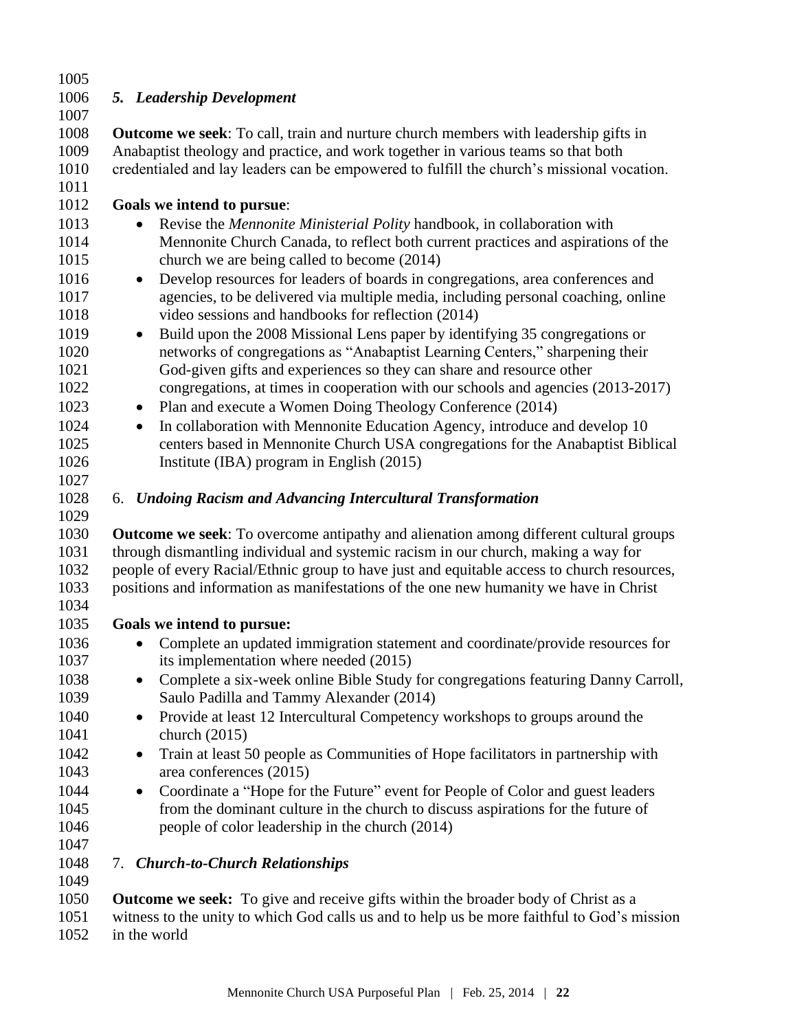### *5. Leadership Development*

**Outcome we seek**: To call, train and nurture church members with leadership gifts in Anabaptist theology and practice, and work together in various teams so that both credentialed and lay leaders can be empowered to fulfill the church's missional vocation.

**Goals we intend to pursue**:

- Revise the *Mennonite Ministerial Polity* handbook, in collaboration with Mennonite Church Canada, to reflect both current practices and aspirations of the church we are being called to become (2014)
- Develop resources for leaders of boards in congregations, area conferences and agencies, to be delivered via multiple media, including personal coaching, online video sessions and handbooks for reflection (2014)
- Build upon the 2008 Missional Lens paper by identifying 35 congregations or networks of congregations as "Anabaptist Learning Centers," sharpening their God-given gifts and experiences so they can share and resource other congregations, at times in cooperation with our schools and agencies (2013-2017)
- Plan and execute a Women Doing Theology Conference (2014)
- In collaboration with Mennonite Education Agency, introduce and develop 10 centers based in Mennonite Church USA congregations for the Anabaptist Biblical Institute (IBA) program in English (2015)

### 6. *Undoing Racism and Advancing Intercultural Transformation*

**Outcome we seek**: To overcome antipathy and alienation among different cultural groups through dismantling individual and systemic racism in our church, making a way for people of every Racial/Ethnic group to have just and equitable access to church resources, positions and information as manifestations of the one new humanity we have in Christ

**Goals we intend to pursue:**

- Complete an updated immigration statement and coordinate/provide resources for its implementation where needed (2015)
- Complete a six-week online Bible Study for congregations featuring Danny Carroll, Saulo Padilla and Tammy Alexander (2014)
- Provide at least 12 Intercultural Competency workshops to groups around the church (2015)
- Train at least 50 people as Communities of Hope facilitators in partnership with area conferences (2015)
- Coordinate a "Hope for the Future" event for People of Color and guest leaders from the dominant culture in the church to discuss aspirations for the future of people of color leadership in the church (2014)

### 7. *Church-to-Church Relationships*

**Outcome we seek:** To give and receive gifts within the broader body of Christ as a witness to the unity to which God calls us and to help us be more faithful to God's mission in the world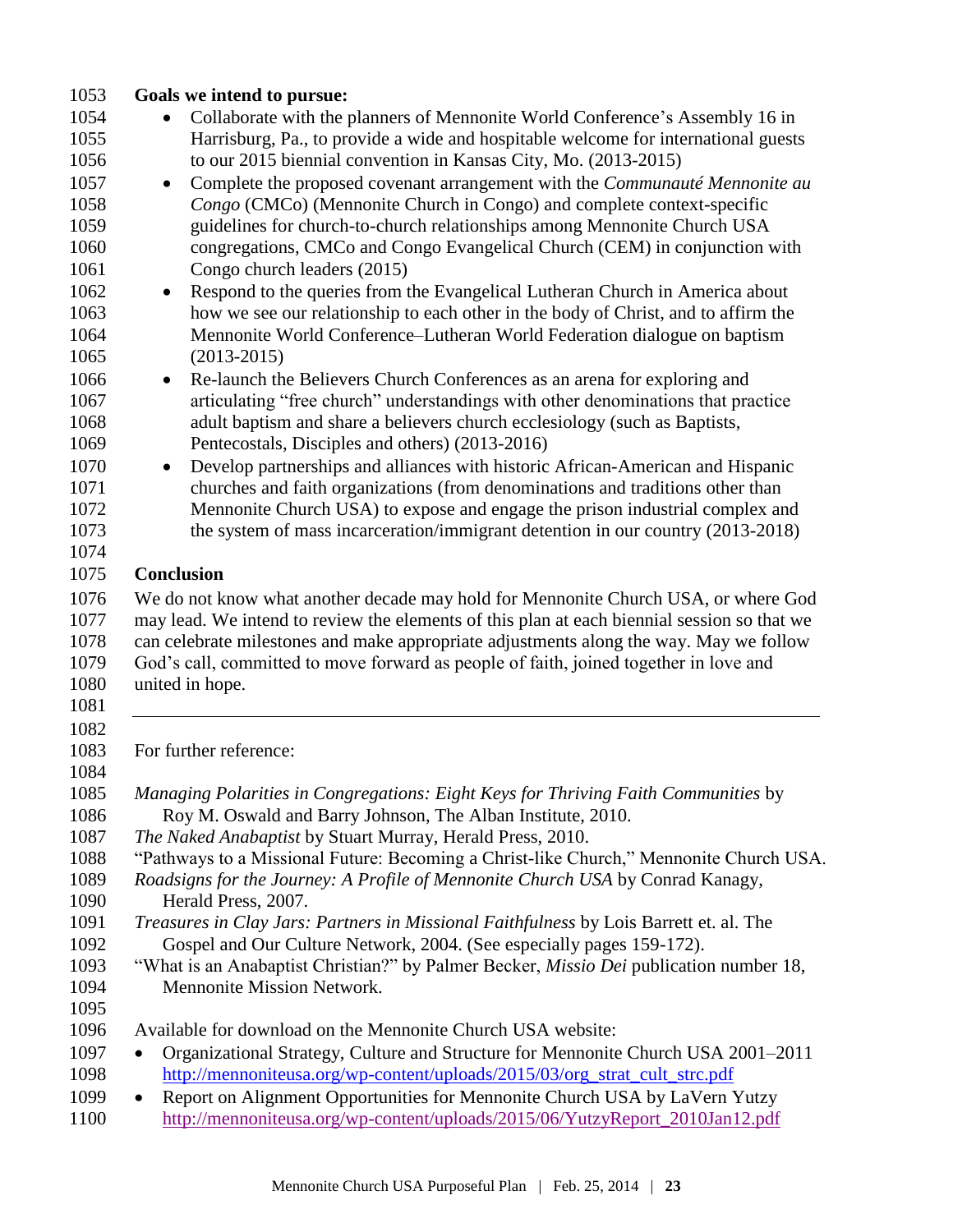**Goals we intend to pursue:**

- Collaborate with the planners of Mennonite World Conference's Assembly 16 in Harrisburg, Pa., to provide a wide and hospitable welcome for international guests to our 2015 biennial convention in Kansas City, Mo. (2013-2015)
- Complete the proposed covenant arrangement with the *Communauté Mennonite au Congo* (CMCo) (Mennonite Church in Congo) and complete context-specific guidelines for church-to-church relationships among Mennonite Church USA congregations, CMCo and Congo Evangelical Church (CEM) in conjunction with Congo church leaders (2015)
- Respond to the queries from the Evangelical Lutheran Church in America about how we see our relationship to each other in the body of Christ, and to affirm the Mennonite World Conference–Lutheran World Federation dialogue on baptism (2013-2015)
- Re-launch the Believers Church Conferences as an arena for exploring and articulating "free church" understandings with other denominations that practice adult baptism and share a believers church ecclesiology (such as Baptists, Pentecostals, Disciples and others) (2013-2016)
- Develop partnerships and alliances with historic African-American and Hispanic churches and faith organizations (from denominations and traditions other than Mennonite Church USA) to expose and engage the prison industrial complex and the system of mass incarceration/immigrant detention in our country (2013-2018)

**Conclusion**

We do not know what another decade may hold for Mennonite Church USA, or where God may lead. We intend to review the elements of this plan at each biennial session so that we can celebrate milestones and make appropriate adjustments along the way. May we follow God's call, committed to move forward as people of faith, joined together in love and united in hope.

---

For further reference:

*Managing Polarities in Congregations: Eight Keys for Thriving Faith Communities* by Roy M. Oswald and Barry Johnson, The Alban Institute, 2010.
*The Naked Anabaptist* by Stuart Murray, Herald Press, 2010.
"Pathways to a Missional Future: Becoming a Christ-like Church," Mennonite Church USA.
*Roadsigns for the Journey: A Profile of Mennonite Church USA* by Conrad Kanagy, Herald Press, 2007.
*Treasures in Clay Jars: Partners in Missional Faithfulness* by Lois Barrett et. al. The Gospel and Our Culture Network, 2004. (See especially pages 159-172).
"What is an Anabaptist Christian?" by Palmer Becker, *Missio Dei* publication number 18, Mennonite Mission Network.

Available for download on the Mennonite Church USA website:

- Organizational Strategy, Culture and Structure for Mennonite Church USA 2001–2011 http://mennoniteusa.org/wp-content/uploads/2015/03/org_strat_cult_strc.pdf
- Report on Alignment Opportunities for Mennonite Church USA by LaVern Yutzy http://mennoniteusa.org/wp-content/uploads/2015/06/YutzyReport_2010Jan12.pdf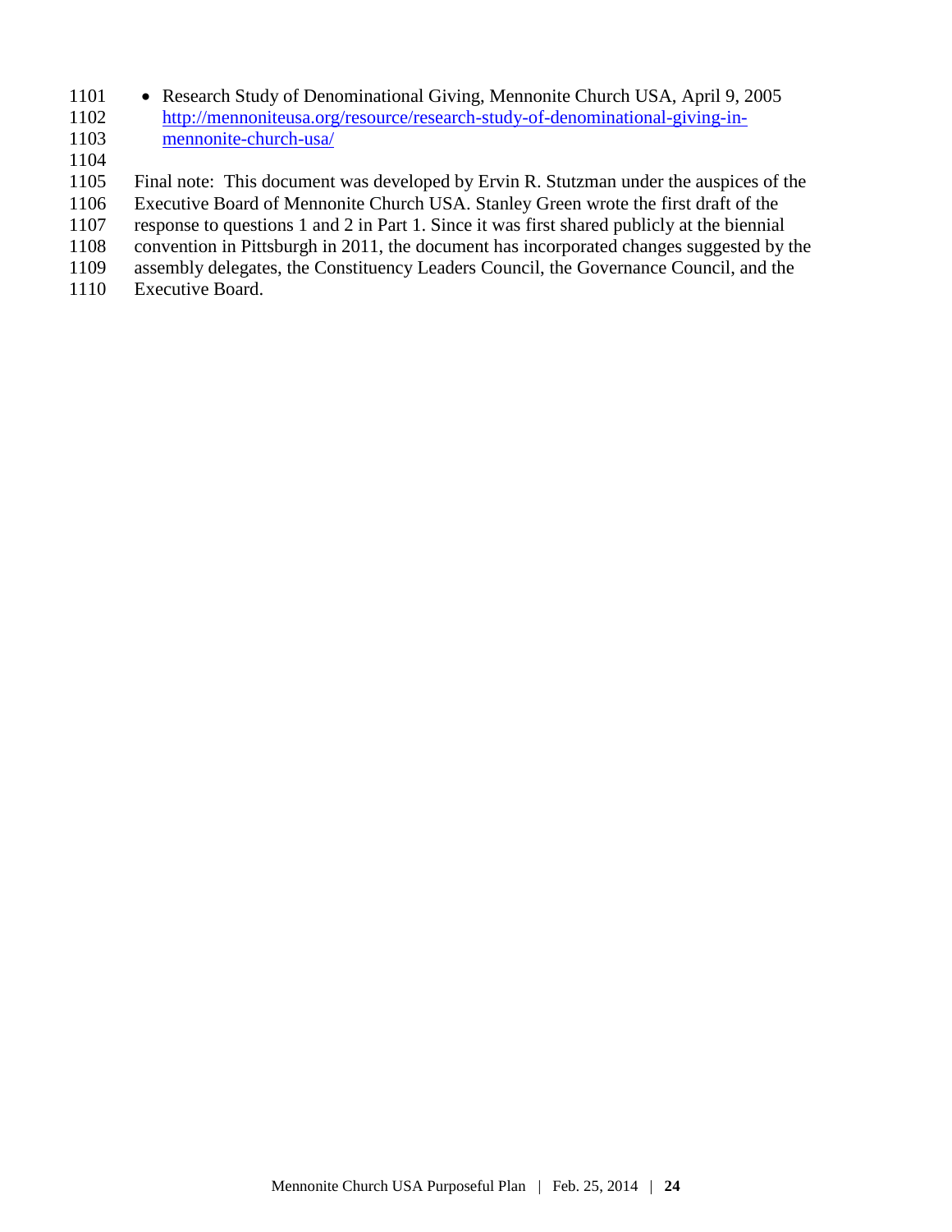- Research Study of Denominational Giving, Mennonite Church USA, April 9, 2005 [http://mennoniteusa.org/resource/research-study-of-denominational-giving-in-mennonite-church-usa/](http://mennoniteusa.org/resource/research-study-of-denominational-giving-in-mennonite-church-usa/)

Final note: This document was developed by Ervin R. Stutzman under the auspices of the Executive Board of Mennonite Church USA. Stanley Green wrote the first draft of the response to questions 1 and 2 in Part 1. Since it was first shared publicly at the biennial convention in Pittsburgh in 2011, the document has incorporated changes suggested by the assembly delegates, the Constituency Leaders Council, the Governance Council, and the Executive Board.